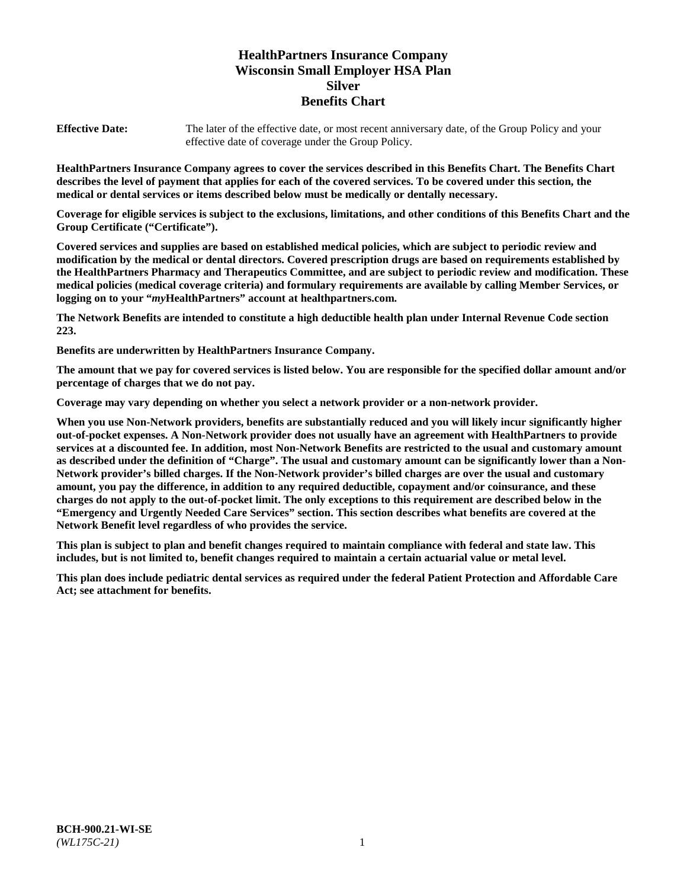# HealthPartners Insurance Company
# Wisconsin Small Employer HSA Plan
# Silver
# Benefits Chart

**Effective Date:** The later of the effective date, or most recent anniversary date, of the Group Policy and your effective date of coverage under the Group Policy.

**HealthPartners Insurance Company agrees to cover the services described in this Benefits Chart. The Benefits Chart describes the level of payment that applies for each of the covered services. To be covered under this section, the medical or dental services or items described below must be medically or dentally necessary.**

**Coverage for eligible services is subject to the exclusions, limitations, and other conditions of this Benefits Chart and the Group Certificate ("Certificate").**

**Covered services and supplies are based on established medical policies, which are subject to periodic review and modification by the medical or dental directors. Covered prescription drugs are based on requirements established by the HealthPartners Pharmacy and Therapeutics Committee, and are subject to periodic review and modification. These medical policies (medical coverage criteria) and formulary requirements are available by calling Member Services, or logging on to your "*my*HealthPartners" account at healthpartners.com.**

**The Network Benefits are intended to constitute a high deductible health plan under Internal Revenue Code section 223.**

**Benefits are underwritten by HealthPartners Insurance Company.**

**The amount that we pay for covered services is listed below. You are responsible for the specified dollar amount and/or percentage of charges that we do not pay.**

**Coverage may vary depending on whether you select a network provider or a non-network provider.**

**When you use Non-Network providers, benefits are substantially reduced and you will likely incur significantly higher out-of-pocket expenses. A Non-Network provider does not usually have an agreement with HealthPartners to provide services at a discounted fee. In addition, most Non-Network Benefits are restricted to the usual and customary amount as described under the definition of "Charge". The usual and customary amount can be significantly lower than a Non-Network provider's billed charges. If the Non-Network provider's billed charges are over the usual and customary amount, you pay the difference, in addition to any required deductible, copayment and/or coinsurance, and these charges do not apply to the out-of-pocket limit. The only exceptions to this requirement are described below in the "Emergency and Urgently Needed Care Services" section. This section describes what benefits are covered at the Network Benefit level regardless of who provides the service.**

**This plan is subject to plan and benefit changes required to maintain compliance with federal and state law. This includes, but is not limited to, benefit changes required to maintain a certain actuarial value or metal level.**

**This plan does include pediatric dental services as required under the federal Patient Protection and Affordable Care Act; see attachment for benefits.**

**BCH-900.21-WI-SE**
*(WL175C-21)*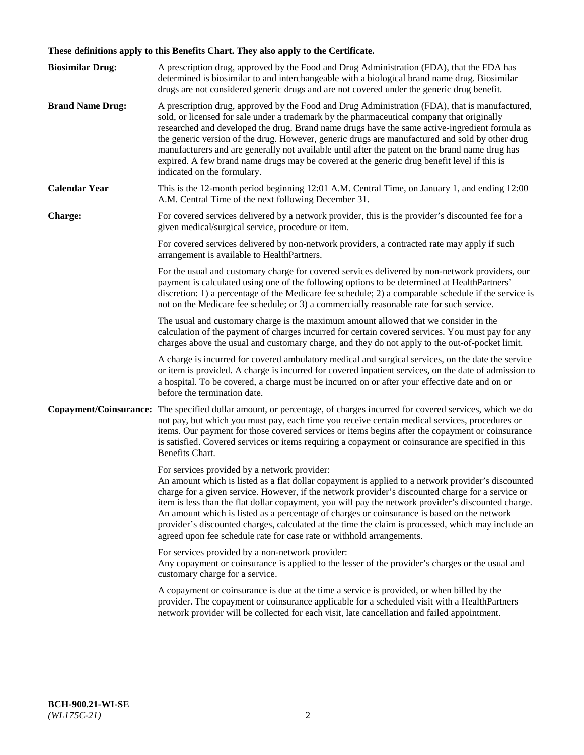**These definitions apply to this Benefits Chart. They also apply to the Certificate.**

**Biosimilar Drug:** A prescription drug, approved by the Food and Drug Administration (FDA), that the FDA has determined is biosimilar to and interchangeable with a biological brand name drug. Biosimilar drugs are not considered generic drugs and are not covered under the generic drug benefit.

**Brand Name Drug:** A prescription drug, approved by the Food and Drug Administration (FDA), that is manufactured, sold, or licensed for sale under a trademark by the pharmaceutical company that originally researched and developed the drug. Brand name drugs have the same active-ingredient formula as the generic version of the drug. However, generic drugs are manufactured and sold by other drug manufacturers and are generally not available until after the patent on the brand name drug has expired. A few brand name drugs may be covered at the generic drug benefit level if this is indicated on the formulary.

**Calendar Year** This is the 12-month period beginning 12:01 A.M. Central Time, on January 1, and ending 12:00 A.M. Central Time of the next following December 31.

**Charge:** For covered services delivered by a network provider, this is the provider's discounted fee for a given medical/surgical service, procedure or item.

For covered services delivered by non-network providers, a contracted rate may apply if such arrangement is available to HealthPartners.

For the usual and customary charge for covered services delivered by non-network providers, our payment is calculated using one of the following options to be determined at HealthPartners' discretion: 1) a percentage of the Medicare fee schedule; 2) a comparable schedule if the service is not on the Medicare fee schedule; or 3) a commercially reasonable rate for such service.

The usual and customary charge is the maximum amount allowed that we consider in the calculation of the payment of charges incurred for certain covered services. You must pay for any charges above the usual and customary charge, and they do not apply to the out-of-pocket limit.

A charge is incurred for covered ambulatory medical and surgical services, on the date the service or item is provided. A charge is incurred for covered inpatient services, on the date of admission to a hospital. To be covered, a charge must be incurred on or after your effective date and on or before the termination date.

**Copayment/Coinsurance:** The specified dollar amount, or percentage, of charges incurred for covered services, which we do not pay, but which you must pay, each time you receive certain medical services, procedures or items. Our payment for those covered services or items begins after the copayment or coinsurance is satisfied. Covered services or items requiring a copayment or coinsurance are specified in this Benefits Chart.

For services provided by a network provider:
An amount which is listed as a flat dollar copayment is applied to a network provider's discounted charge for a given service. However, if the network provider's discounted charge for a service or item is less than the flat dollar copayment, you will pay the network provider's discounted charge. An amount which is listed as a percentage of charges or coinsurance is based on the network provider's discounted charges, calculated at the time the claim is processed, which may include an agreed upon fee schedule rate for case rate or withhold arrangements.

For services provided by a non-network provider:
Any copayment or coinsurance is applied to the lesser of the provider's charges or the usual and customary charge for a service.

A copayment or coinsurance is due at the time a service is provided, or when billed by the provider. The copayment or coinsurance applicable for a scheduled visit with a HealthPartners network provider will be collected for each visit, late cancellation and failed appointment.

**BCH-900.21-WI-SE**
*(WL175C-21)*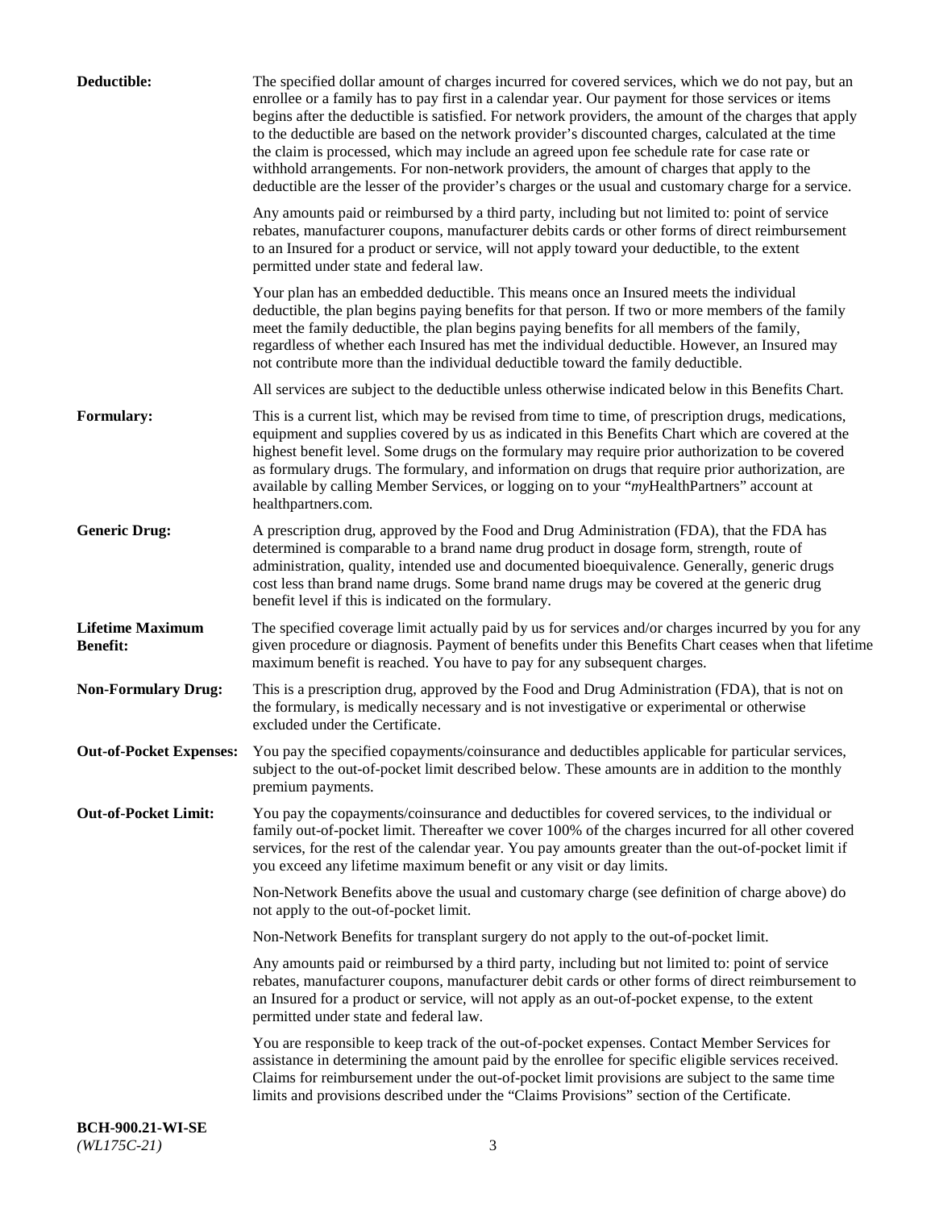**Deductible:** The specified dollar amount of charges incurred for covered services, which we do not pay, but an enrollee or a family has to pay first in a calendar year. Our payment for those services or items begins after the deductible is satisfied. For network providers, the amount of the charges that apply to the deductible are based on the network provider's discounted charges, calculated at the time the claim is processed, which may include an agreed upon fee schedule rate for case rate or withhold arrangements. For non-network providers, the amount of charges that apply to the deductible are the lesser of the provider's charges or the usual and customary charge for a service.

Any amounts paid or reimbursed by a third party, including but not limited to: point of service rebates, manufacturer coupons, manufacturer debits cards or other forms of direct reimbursement to an Insured for a product or service, will not apply toward your deductible, to the extent permitted under state and federal law.

Your plan has an embedded deductible. This means once an Insured meets the individual deductible, the plan begins paying benefits for that person. If two or more members of the family meet the family deductible, the plan begins paying benefits for all members of the family, regardless of whether each Insured has met the individual deductible. However, an Insured may not contribute more than the individual deductible toward the family deductible.

All services are subject to the deductible unless otherwise indicated below in this Benefits Chart.

**Formulary:** This is a current list, which may be revised from time to time, of prescription drugs, medications, equipment and supplies covered by us as indicated in this Benefits Chart which are covered at the highest benefit level. Some drugs on the formulary may require prior authorization to be covered as formulary drugs. The formulary, and information on drugs that require prior authorization, are available by calling Member Services, or logging on to your "*my*HealthPartners" account at healthpartners.com.

**Generic Drug:** A prescription drug, approved by the Food and Drug Administration (FDA), that the FDA has determined is comparable to a brand name drug product in dosage form, strength, route of administration, quality, intended use and documented bioequivalence. Generally, generic drugs cost less than brand name drugs. Some brand name drugs may be covered at the generic drug benefit level if this is indicated on the formulary.

**Lifetime Maximum Benefit:** The specified coverage limit actually paid by us for services and/or charges incurred by you for any given procedure or diagnosis. Payment of benefits under this Benefits Chart ceases when that lifetime maximum benefit is reached. You have to pay for any subsequent charges.

**Non-Formulary Drug:** This is a prescription drug, approved by the Food and Drug Administration (FDA), that is not on the formulary, is medically necessary and is not investigative or experimental or otherwise excluded under the Certificate.

**Out-of-Pocket Expenses:** You pay the specified copayments/coinsurance and deductibles applicable for particular services, subject to the out-of-pocket limit described below. These amounts are in addition to the monthly premium payments.

**Out-of-Pocket Limit:** You pay the copayments/coinsurance and deductibles for covered services, to the individual or family out-of-pocket limit. Thereafter we cover 100% of the charges incurred for all other covered services, for the rest of the calendar year. You pay amounts greater than the out-of-pocket limit if you exceed any lifetime maximum benefit or any visit or day limits.

Non-Network Benefits above the usual and customary charge (see definition of charge above) do not apply to the out-of-pocket limit.

Non-Network Benefits for transplant surgery do not apply to the out-of-pocket limit.

Any amounts paid or reimbursed by a third party, including but not limited to: point of service rebates, manufacturer coupons, manufacturer debit cards or other forms of direct reimbursement to an Insured for a product or service, will not apply as an out-of-pocket expense, to the extent permitted under state and federal law.

You are responsible to keep track of the out-of-pocket expenses. Contact Member Services for assistance in determining the amount paid by the enrollee for specific eligible services received. Claims for reimbursement under the out-of-pocket limit provisions are subject to the same time limits and provisions described under the "Claims Provisions" section of the Certificate.

**BCH-900.21-WI-SE**
*(WL175C-21)*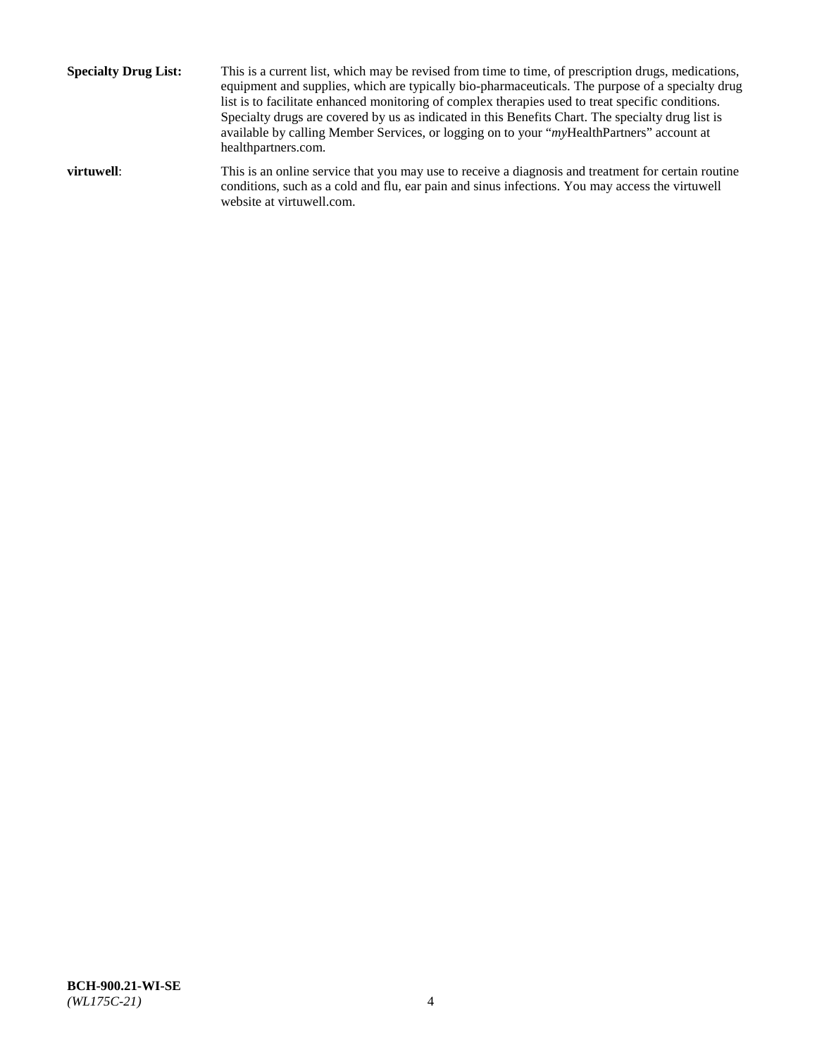**Specialty Drug List:** This is a current list, which may be revised from time to time, of prescription drugs, medications, equipment and supplies, which are typically bio-pharmaceuticals. The purpose of a specialty drug list is to facilitate enhanced monitoring of complex therapies used to treat specific conditions. Specialty drugs are covered by us as indicated in this Benefits Chart. The specialty drug list is available by calling Member Services, or logging on to your "*my*HealthPartners" account at healthpartners.com.

**virtuwell**: This is an online service that you may use to receive a diagnosis and treatment for certain routine conditions, such as a cold and flu, ear pain and sinus infections. You may access the virtuwell website at virtuwell.com.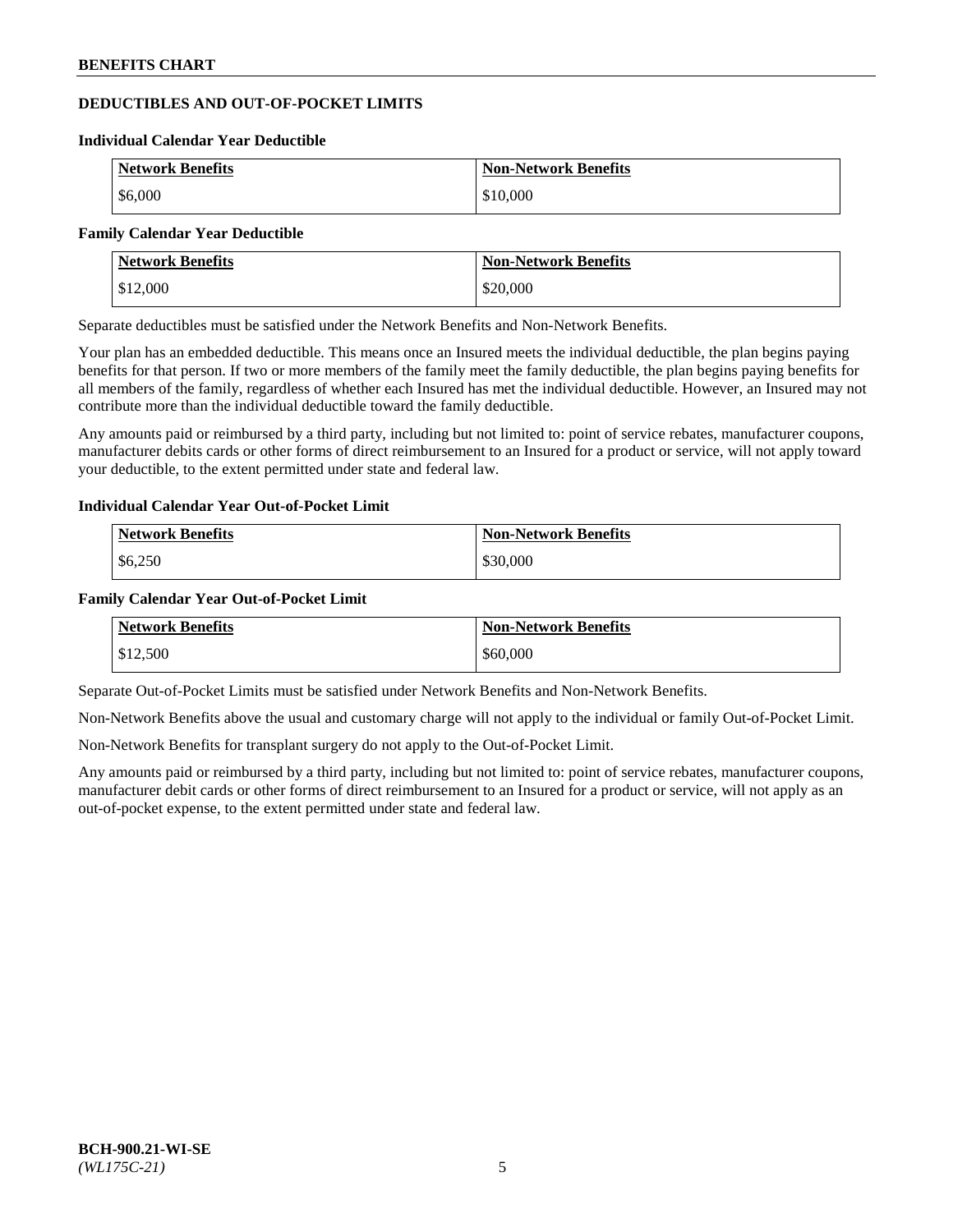## DEDUCTIBLES AND OUT-OF-POCKET LIMITS

### Individual Calendar Year Deductible

| Network Benefits | Non-Network Benefits |
|---|---|
| $6,000 | $10,000 |

### Family Calendar Year Deductible

| Network Benefits | Non-Network Benefits |
|---|---|
| $12,000 | $20,000 |

Separate deductibles must be satisfied under the Network Benefits and Non-Network Benefits.

Your plan has an embedded deductible. This means once an Insured meets the individual deductible, the plan begins paying benefits for that person. If two or more members of the family meet the family deductible, the plan begins paying benefits for all members of the family, regardless of whether each Insured has met the individual deductible. However, an Insured may not contribute more than the individual deductible toward the family deductible.

Any amounts paid or reimbursed by a third party, including but not limited to: point of service rebates, manufacturer coupons, manufacturer debits cards or other forms of direct reimbursement to an Insured for a product or service, will not apply toward your deductible, to the extent permitted under state and federal law.

### Individual Calendar Year Out-of-Pocket Limit

| Network Benefits | Non-Network Benefits |
|---|---|
| $6,250 | $30,000 |

### Family Calendar Year Out-of-Pocket Limit

| Network Benefits | Non-Network Benefits |
|---|---|
| $12,500 | $60,000 |

Separate Out-of-Pocket Limits must be satisfied under Network Benefits and Non-Network Benefits.

Non-Network Benefits above the usual and customary charge will not apply to the individual or family Out-of-Pocket Limit.

Non-Network Benefits for transplant surgery do not apply to the Out-of-Pocket Limit.

Any amounts paid or reimbursed by a third party, including but not limited to: point of service rebates, manufacturer coupons, manufacturer debit cards or other forms of direct reimbursement to an Insured for a product or service, will not apply as an out-of-pocket expense, to the extent permitted under state and federal law.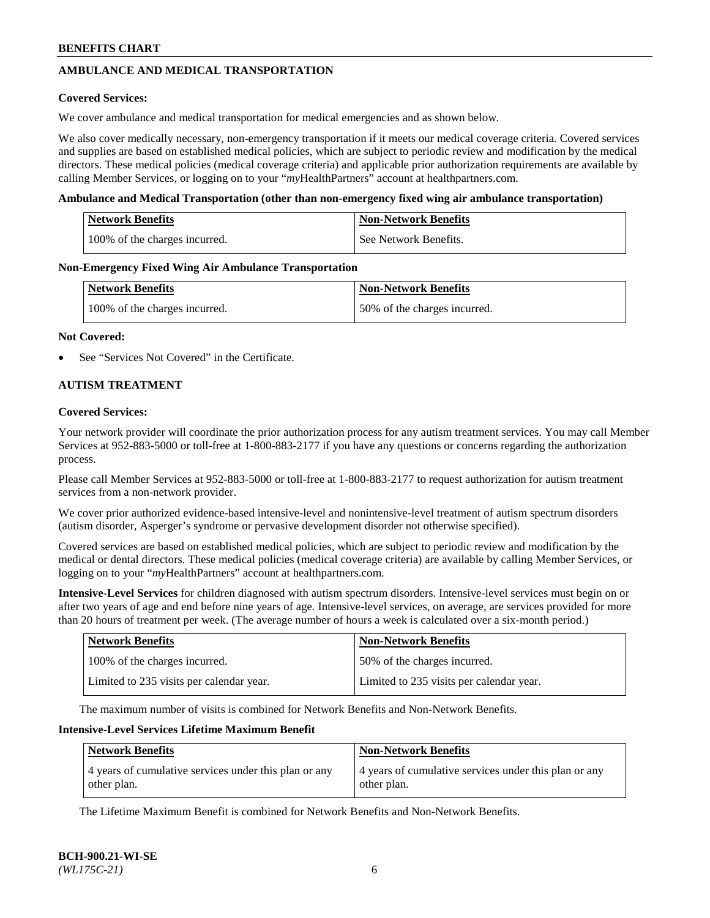## AMBULANCE AND MEDICAL TRANSPORTATION

**Covered Services:**

We cover ambulance and medical transportation for medical emergencies and as shown below.

We also cover medically necessary, non-emergency transportation if it meets our medical coverage criteria. Covered services and supplies are based on established medical policies, which are subject to periodic review and modification by the medical directors. These medical policies (medical coverage criteria) and applicable prior authorization requirements are available by calling Member Services, or logging on to your "*my*HealthPartners" account at healthpartners.com.

**Ambulance and Medical Transportation (other than non-emergency fixed wing air ambulance transportation)**

| Network Benefits | Non-Network Benefits |
| --- | --- |
| 100% of the charges incurred. | See Network Benefits. |

**Non-Emergency Fixed Wing Air Ambulance Transportation**

| Network Benefits | Non-Network Benefits |
| --- | --- |
| 100% of the charges incurred. | 50% of the charges incurred. |

**Not Covered:**

- See "Services Not Covered" in the Certificate.

## AUTISM TREATMENT

**Covered Services:**

Your network provider will coordinate the prior authorization process for any autism treatment services. You may call Member Services at 952-883-5000 or toll-free at 1-800-883-2177 if you have any questions or concerns regarding the authorization process.

Please call Member Services at 952-883-5000 or toll-free at 1-800-883-2177 to request authorization for autism treatment services from a non-network provider.

We cover prior authorized evidence-based intensive-level and nonintensive-level treatment of autism spectrum disorders (autism disorder, Asperger's syndrome or pervasive development disorder not otherwise specified).

Covered services are based on established medical policies, which are subject to periodic review and modification by the medical or dental directors. These medical policies (medical coverage criteria) are available by calling Member Services, or logging on to your "*my*HealthPartners" account at healthpartners.com.

**Intensive-Level Services** for children diagnosed with autism spectrum disorders. Intensive-level services must begin on or after two years of age and end before nine years of age. Intensive-level services, on average, are services provided for more than 20 hours of treatment per week. (The average number of hours a week is calculated over a six-month period.)

| Network Benefits | Non-Network Benefits |
| --- | --- |
| 100% of the charges incurred. | 50% of the charges incurred. |
| Limited to 235 visits per calendar year. | Limited to 235 visits per calendar year. |

The maximum number of visits is combined for Network Benefits and Non-Network Benefits.

**Intensive-Level Services Lifetime Maximum Benefit**

| Network Benefits | Non-Network Benefits |
| --- | --- |
| 4 years of cumulative services under this plan or any other plan. | 4 years of cumulative services under this plan or any other plan. |

The Lifetime Maximum Benefit is combined for Network Benefits and Non-Network Benefits.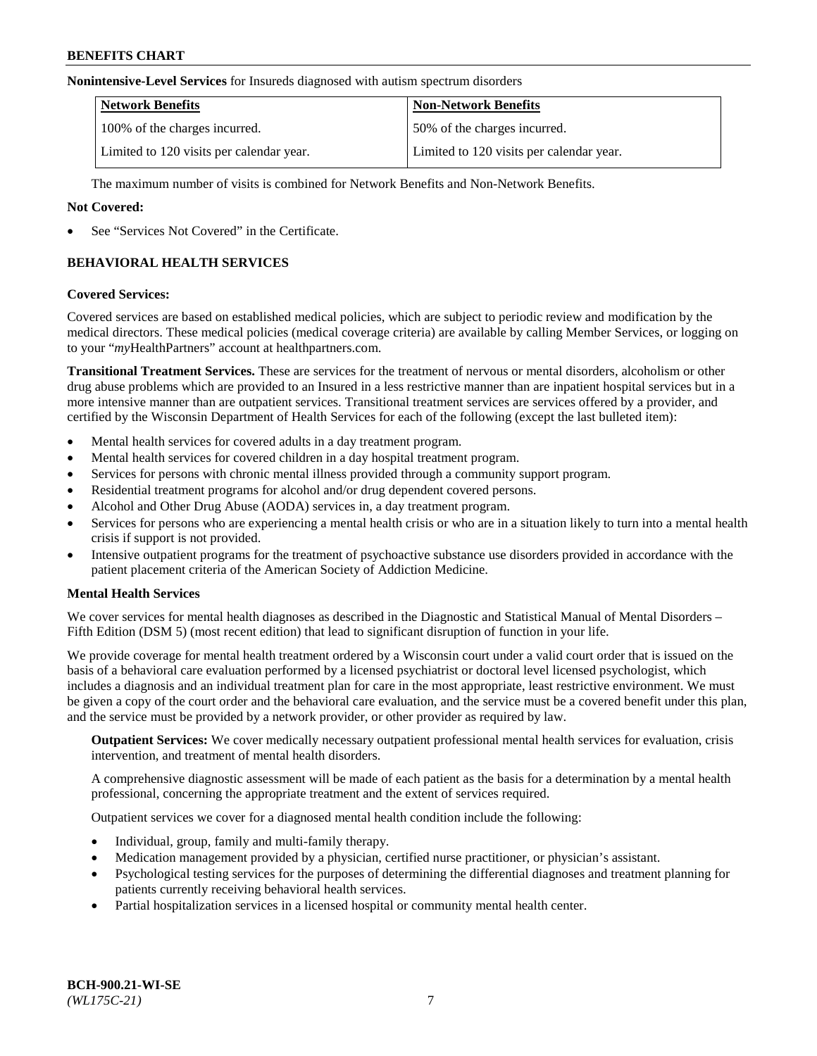**Nonintensive-Level Services** for Insureds diagnosed with autism spectrum disorders

| Network Benefits | Non-Network Benefits |
| --- | --- |
| 100% of the charges incurred. | 50% of the charges incurred. |
| Limited to 120 visits per calendar year. | Limited to 120 visits per calendar year. |

The maximum number of visits is combined for Network Benefits and Non-Network Benefits.

**Not Covered:**

- See "Services Not Covered" in the Certificate.

## BEHAVIORAL HEALTH SERVICES

**Covered Services:**

Covered services are based on established medical policies, which are subject to periodic review and modification by the medical directors. These medical policies (medical coverage criteria) are available by calling Member Services, or logging on to your "*my*HealthPartners" account at healthpartners.com.

**Transitional Treatment Services.** These are services for the treatment of nervous or mental disorders, alcoholism or other drug abuse problems which are provided to an Insured in a less restrictive manner than are inpatient hospital services but in a more intensive manner than are outpatient services. Transitional treatment services are services offered by a provider, and certified by the Wisconsin Department of Health Services for each of the following (except the last bulleted item):

- Mental health services for covered adults in a day treatment program.
- Mental health services for covered children in a day hospital treatment program.
- Services for persons with chronic mental illness provided through a community support program.
- Residential treatment programs for alcohol and/or drug dependent covered persons.
- Alcohol and Other Drug Abuse (AODA) services in, a day treatment program.
- Services for persons who are experiencing a mental health crisis or who are in a situation likely to turn into a mental health crisis if support is not provided.
- Intensive outpatient programs for the treatment of psychoactive substance use disorders provided in accordance with the patient placement criteria of the American Society of Addiction Medicine.

**Mental Health Services**

We cover services for mental health diagnoses as described in the Diagnostic and Statistical Manual of Mental Disorders – Fifth Edition (DSM 5) (most recent edition) that lead to significant disruption of function in your life.

We provide coverage for mental health treatment ordered by a Wisconsin court under a valid court order that is issued on the basis of a behavioral care evaluation performed by a licensed psychiatrist or doctoral level licensed psychologist, which includes a diagnosis and an individual treatment plan for care in the most appropriate, least restrictive environment. We must be given a copy of the court order and the behavioral care evaluation, and the service must be a covered benefit under this plan, and the service must be provided by a network provider, or other provider as required by law.

**Outpatient Services:** We cover medically necessary outpatient professional mental health services for evaluation, crisis intervention, and treatment of mental health disorders.

A comprehensive diagnostic assessment will be made of each patient as the basis for a determination by a mental health professional, concerning the appropriate treatment and the extent of services required.

Outpatient services we cover for a diagnosed mental health condition include the following:

- Individual, group, family and multi-family therapy.
- Medication management provided by a physician, certified nurse practitioner, or physician's assistant.
- Psychological testing services for the purposes of determining the differential diagnoses and treatment planning for patients currently receiving behavioral health services.
- Partial hospitalization services in a licensed hospital or community mental health center.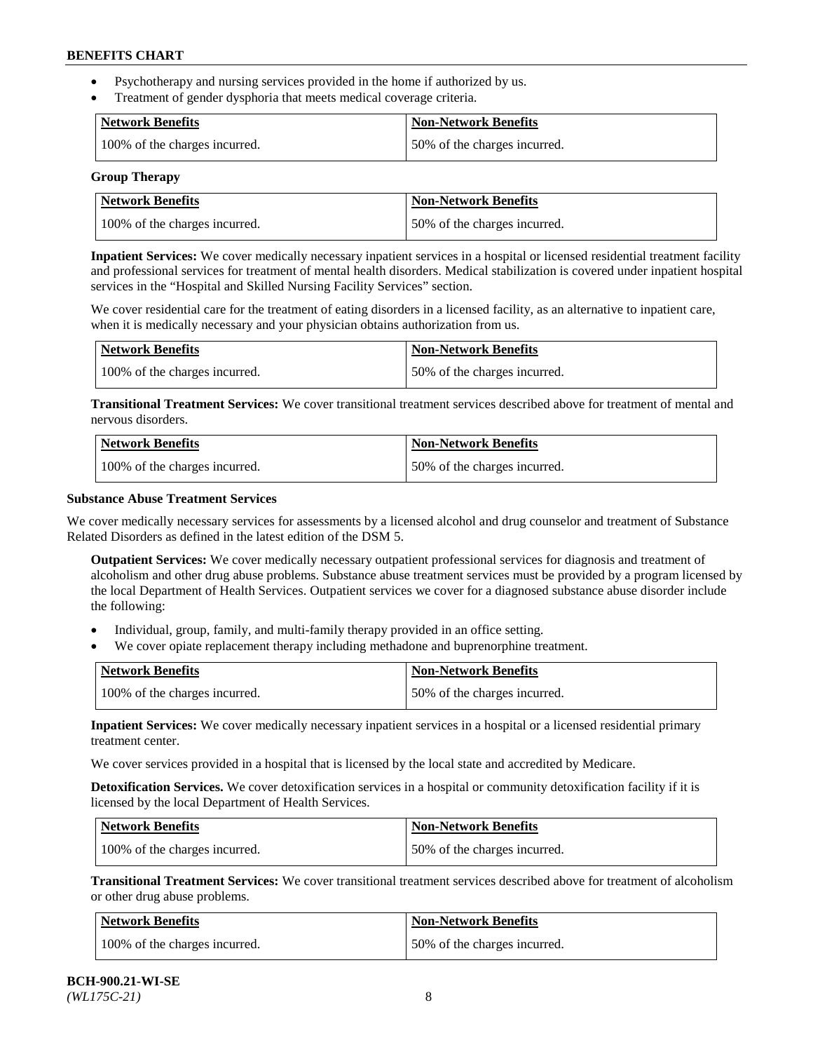- Psychotherapy and nursing services provided in the home if authorized by us.
- Treatment of gender dysphoria that meets medical coverage criteria.

| Network Benefits | Non-Network Benefits |
|---|---|
| 100% of the charges incurred. | 50% of the charges incurred. |

**Group Therapy**

| Network Benefits | Non-Network Benefits |
|---|---|
| 100% of the charges incurred. | 50% of the charges incurred. |

**Inpatient Services:** We cover medically necessary inpatient services in a hospital or licensed residential treatment facility and professional services for treatment of mental health disorders. Medical stabilization is covered under inpatient hospital services in the "Hospital and Skilled Nursing Facility Services" section.

We cover residential care for the treatment of eating disorders in a licensed facility, as an alternative to inpatient care, when it is medically necessary and your physician obtains authorization from us.

| Network Benefits | Non-Network Benefits |
|---|---|
| 100% of the charges incurred. | 50% of the charges incurred. |

**Transitional Treatment Services:** We cover transitional treatment services described above for treatment of mental and nervous disorders.

| Network Benefits | Non-Network Benefits |
|---|---|
| 100% of the charges incurred. | 50% of the charges incurred. |

**Substance Abuse Treatment Services**

We cover medically necessary services for assessments by a licensed alcohol and drug counselor and treatment of Substance Related Disorders as defined in the latest edition of the DSM 5.

**Outpatient Services:** We cover medically necessary outpatient professional services for diagnosis and treatment of alcoholism and other drug abuse problems. Substance abuse treatment services must be provided by a program licensed by the local Department of Health Services. Outpatient services we cover for a diagnosed substance abuse disorder include the following:

- Individual, group, family, and multi-family therapy provided in an office setting.
- We cover opiate replacement therapy including methadone and buprenorphine treatment.

| Network Benefits | Non-Network Benefits |
|---|---|
| 100% of the charges incurred. | 50% of the charges incurred. |

**Inpatient Services:** We cover medically necessary inpatient services in a hospital or a licensed residential primary treatment center.

We cover services provided in a hospital that is licensed by the local state and accredited by Medicare.

**Detoxification Services.** We cover detoxification services in a hospital or community detoxification facility if it is licensed by the local Department of Health Services.

| Network Benefits | Non-Network Benefits |
|---|---|
| 100% of the charges incurred. | 50% of the charges incurred. |

**Transitional Treatment Services:** We cover transitional treatment services described above for treatment of alcoholism or other drug abuse problems.

| Network Benefits | Non-Network Benefits |
|---|---|
| 100% of the charges incurred. | 50% of the charges incurred. |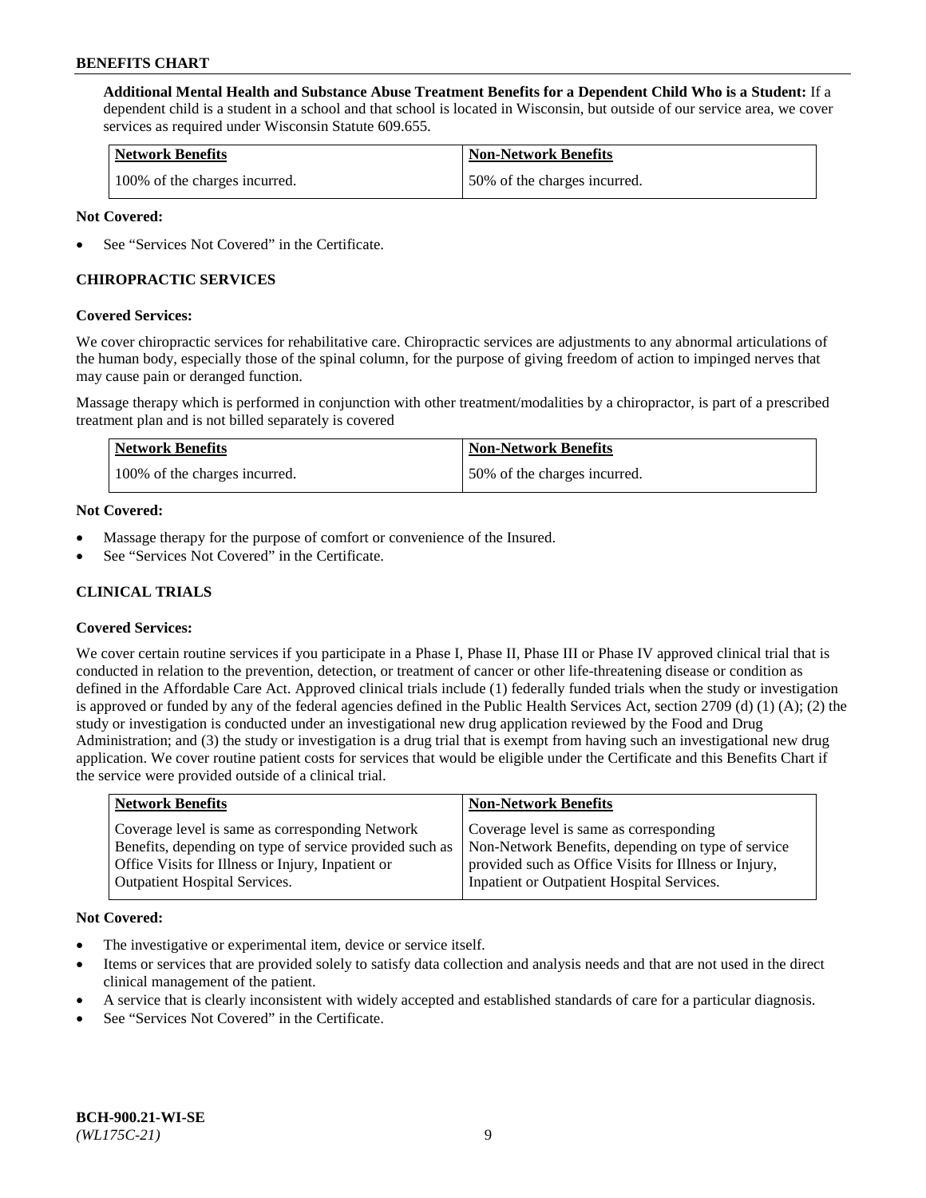**Additional Mental Health and Substance Abuse Treatment Benefits for a Dependent Child Who is a Student:** If a dependent child is a student in a school and that school is located in Wisconsin, but outside of our service area, we cover services as required under Wisconsin Statute 609.655.

| Network Benefits | Non-Network Benefits |
| --- | --- |
| 100% of the charges incurred. | 50% of the charges incurred. |

**Not Covered:**

- See "Services Not Covered" in the Certificate.

## CHIROPRACTIC SERVICES

**Covered Services:**

We cover chiropractic services for rehabilitative care. Chiropractic services are adjustments to any abnormal articulations of the human body, especially those of the spinal column, for the purpose of giving freedom of action to impinged nerves that may cause pain or deranged function.

Massage therapy which is performed in conjunction with other treatment/modalities by a chiropractor, is part of a prescribed treatment plan and is not billed separately is covered

| Network Benefits | Non-Network Benefits |
| --- | --- |
| 100% of the charges incurred. | 50% of the charges incurred. |

**Not Covered:**

- Massage therapy for the purpose of comfort or convenience of the Insured.
- See "Services Not Covered" in the Certificate.

## CLINICAL TRIALS

**Covered Services:**

We cover certain routine services if you participate in a Phase I, Phase II, Phase III or Phase IV approved clinical trial that is conducted in relation to the prevention, detection, or treatment of cancer or other life-threatening disease or condition as defined in the Affordable Care Act. Approved clinical trials include (1) federally funded trials when the study or investigation is approved or funded by any of the federal agencies defined in the Public Health Services Act, section 2709 (d) (1) (A); (2) the study or investigation is conducted under an investigational new drug application reviewed by the Food and Drug Administration; and (3) the study or investigation is a drug trial that is exempt from having such an investigational new drug application. We cover routine patient costs for services that would be eligible under the Certificate and this Benefits Chart if the service were provided outside of a clinical trial.

| Network Benefits | Non-Network Benefits |
| --- | --- |
| Coverage level is same as corresponding Network Benefits, depending on type of service provided such as Office Visits for Illness or Injury, Inpatient or Outpatient Hospital Services. | Coverage level is same as corresponding Non-Network Benefits, depending on type of service provided such as Office Visits for Illness or Injury, Inpatient or Outpatient Hospital Services. |

**Not Covered:**

- The investigative or experimental item, device or service itself.
- Items or services that are provided solely to satisfy data collection and analysis needs and that are not used in the direct clinical management of the patient.
- A service that is clearly inconsistent with widely accepted and established standards of care for a particular diagnosis.
- See "Services Not Covered" in the Certificate.

**BCH-900.21-WI-SE**
*(WL175C-21)*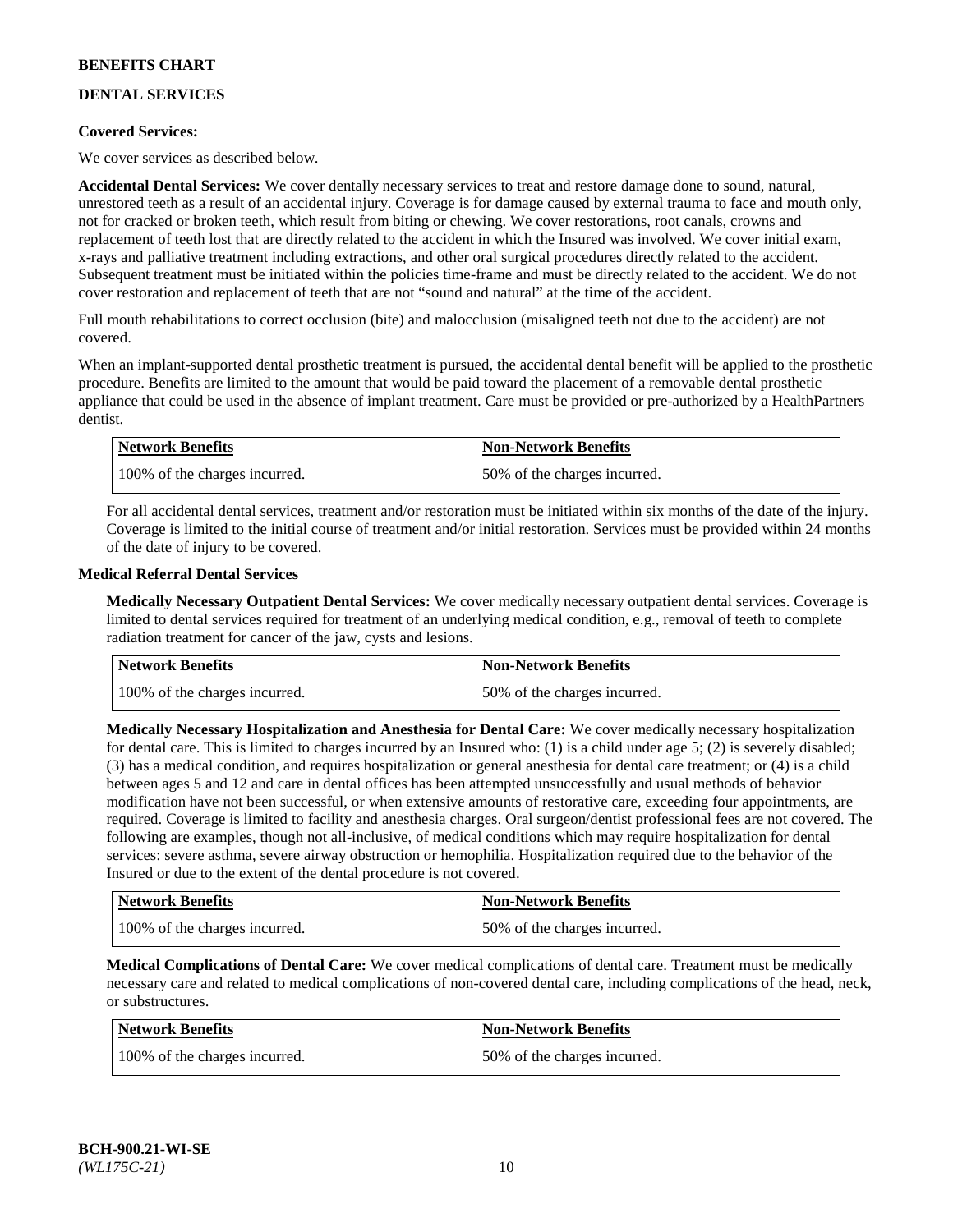## DENTAL SERVICES

**Covered Services:**

We cover services as described below.

**Accidental Dental Services:** We cover dentally necessary services to treat and restore damage done to sound, natural, unrestored teeth as a result of an accidental injury. Coverage is for damage caused by external trauma to face and mouth only, not for cracked or broken teeth, which result from biting or chewing. We cover restorations, root canals, crowns and replacement of teeth lost that are directly related to the accident in which the Insured was involved. We cover initial exam, x-rays and palliative treatment including extractions, and other oral surgical procedures directly related to the accident. Subsequent treatment must be initiated within the policies time-frame and must be directly related to the accident. We do not cover restoration and replacement of teeth that are not "sound and natural" at the time of the accident.

Full mouth rehabilitations to correct occlusion (bite) and malocclusion (misaligned teeth not due to the accident) are not covered.

When an implant-supported dental prosthetic treatment is pursued, the accidental dental benefit will be applied to the prosthetic procedure. Benefits are limited to the amount that would be paid toward the placement of a removable dental prosthetic appliance that could be used in the absence of implant treatment. Care must be provided or pre-authorized by a HealthPartners dentist.

| Network Benefits | Non-Network Benefits |
|---|---|
| 100% of the charges incurred. | 50% of the charges incurred. |

For all accidental dental services, treatment and/or restoration must be initiated within six months of the date of the injury. Coverage is limited to the initial course of treatment and/or initial restoration. Services must be provided within 24 months of the date of injury to be covered.

**Medical Referral Dental Services**

**Medically Necessary Outpatient Dental Services:** We cover medically necessary outpatient dental services. Coverage is limited to dental services required for treatment of an underlying medical condition, e.g., removal of teeth to complete radiation treatment for cancer of the jaw, cysts and lesions.

| Network Benefits | Non-Network Benefits |
|---|---|
| 100% of the charges incurred. | 50% of the charges incurred. |

**Medically Necessary Hospitalization and Anesthesia for Dental Care:** We cover medically necessary hospitalization for dental care. This is limited to charges incurred by an Insured who: (1) is a child under age 5; (2) is severely disabled; (3) has a medical condition, and requires hospitalization or general anesthesia for dental care treatment; or (4) is a child between ages 5 and 12 and care in dental offices has been attempted unsuccessfully and usual methods of behavior modification have not been successful, or when extensive amounts of restorative care, exceeding four appointments, are required. Coverage is limited to facility and anesthesia charges. Oral surgeon/dentist professional fees are not covered. The following are examples, though not all-inclusive, of medical conditions which may require hospitalization for dental services: severe asthma, severe airway obstruction or hemophilia. Hospitalization required due to the behavior of the Insured or due to the extent of the dental procedure is not covered.

| Network Benefits | Non-Network Benefits |
|---|---|
| 100% of the charges incurred. | 50% of the charges incurred. |

**Medical Complications of Dental Care:** We cover medical complications of dental care. Treatment must be medically necessary care and related to medical complications of non-covered dental care, including complications of the head, neck, or substructures.

| Network Benefits | Non-Network Benefits |
|---|---|
| 100% of the charges incurred. | 50% of the charges incurred. |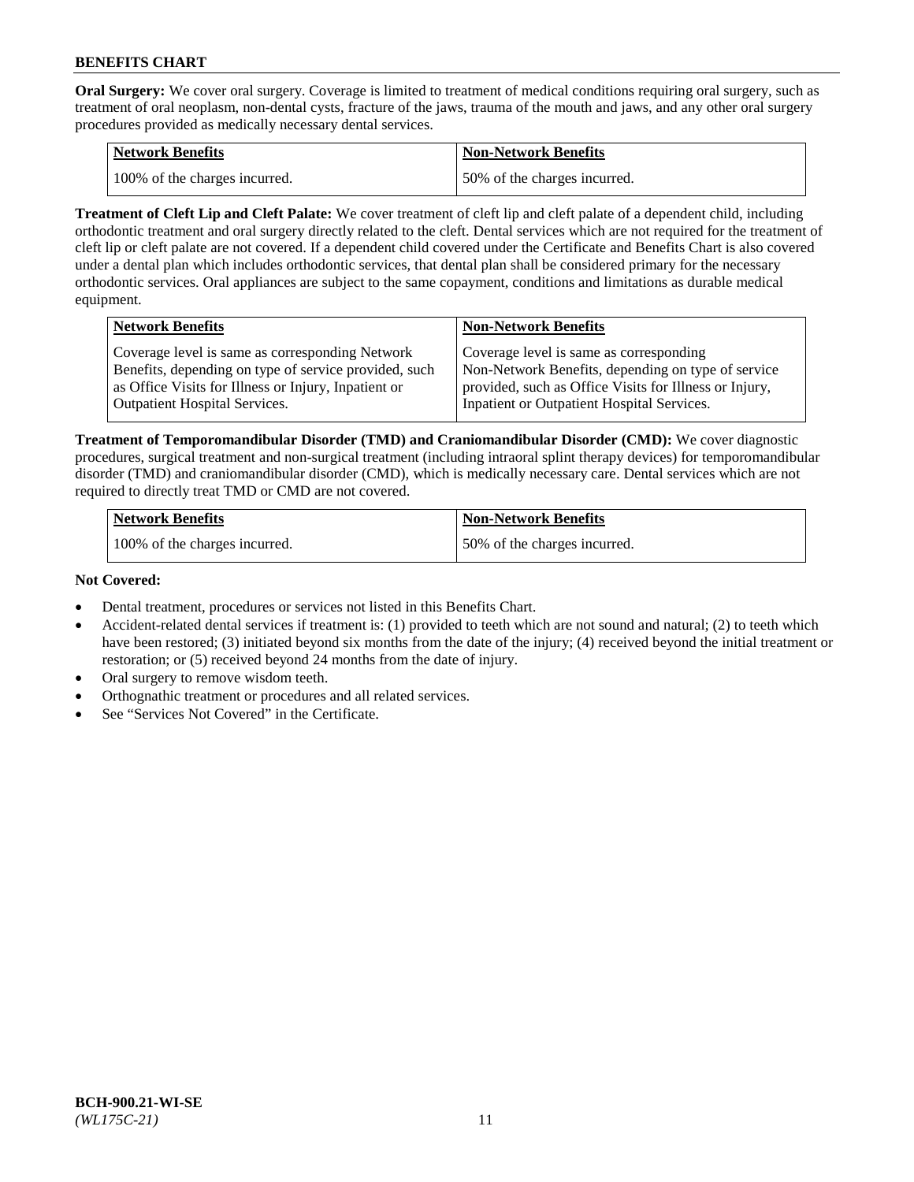**Oral Surgery:** We cover oral surgery. Coverage is limited to treatment of medical conditions requiring oral surgery, such as treatment of oral neoplasm, non-dental cysts, fracture of the jaws, trauma of the mouth and jaws, and any other oral surgery procedures provided as medically necessary dental services.

| Network Benefits | Non-Network Benefits |
|---|---|
| 100% of the charges incurred. | 50% of the charges incurred. |

**Treatment of Cleft Lip and Cleft Palate:** We cover treatment of cleft lip and cleft palate of a dependent child, including orthodontic treatment and oral surgery directly related to the cleft. Dental services which are not required for the treatment of cleft lip or cleft palate are not covered. If a dependent child covered under the Certificate and Benefits Chart is also covered under a dental plan which includes orthodontic services, that dental plan shall be considered primary for the necessary orthodontic services. Oral appliances are subject to the same copayment, conditions and limitations as durable medical equipment.

| Network Benefits | Non-Network Benefits |
|---|---|
| Coverage level is same as corresponding Network Benefits, depending on type of service provided, such as Office Visits for Illness or Injury, Inpatient or Outpatient Hospital Services. | Coverage level is same as corresponding Non-Network Benefits, depending on type of service provided, such as Office Visits for Illness or Injury, Inpatient or Outpatient Hospital Services. |

**Treatment of Temporomandibular Disorder (TMD) and Craniomandibular Disorder (CMD):** We cover diagnostic procedures, surgical treatment and non-surgical treatment (including intraoral splint therapy devices) for temporomandibular disorder (TMD) and craniomandibular disorder (CMD), which is medically necessary care. Dental services which are not required to directly treat TMD or CMD are not covered.

| Network Benefits | Non-Network Benefits |
|---|---|
| 100% of the charges incurred. | 50% of the charges incurred. |

**Not Covered:**

- Dental treatment, procedures or services not listed in this Benefits Chart.
- Accident-related dental services if treatment is: (1) provided to teeth which are not sound and natural; (2) to teeth which have been restored; (3) initiated beyond six months from the date of the injury; (4) received beyond the initial treatment or restoration; or (5) received beyond 24 months from the date of injury.
- Oral surgery to remove wisdom teeth.
- Orthognathic treatment or procedures and all related services.
- See "Services Not Covered" in the Certificate.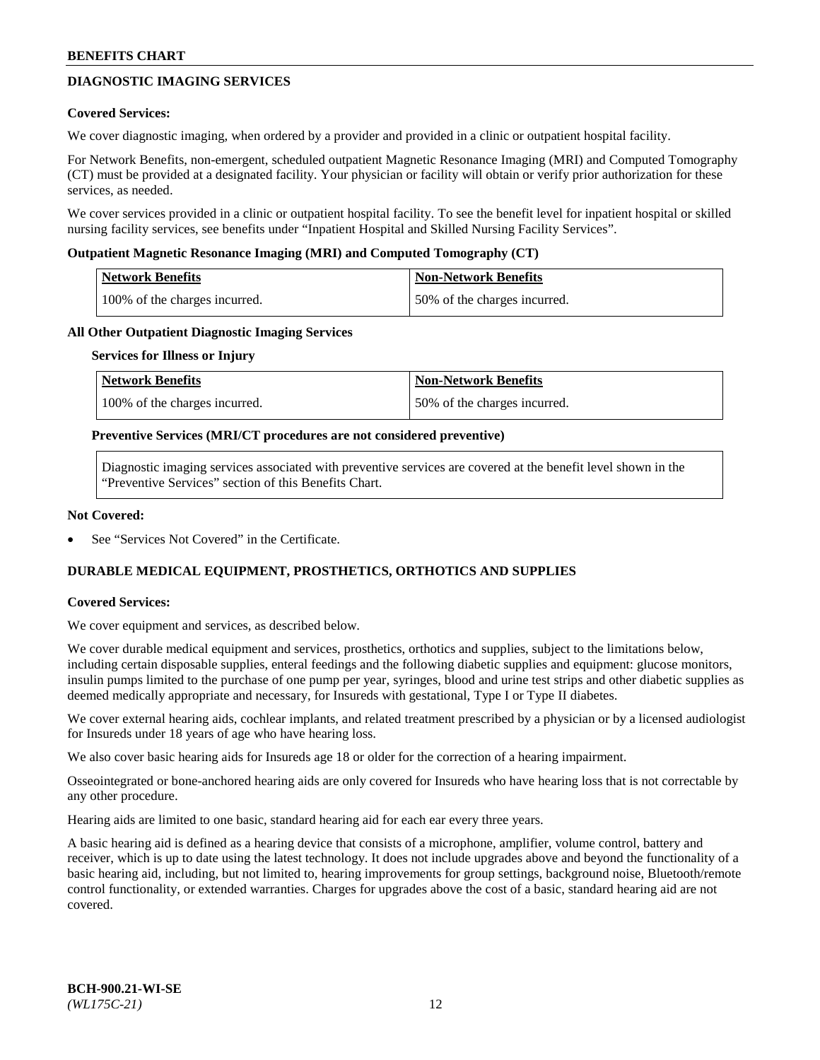## DIAGNOSTIC IMAGING SERVICES

**Covered Services:**

We cover diagnostic imaging, when ordered by a provider and provided in a clinic or outpatient hospital facility.

For Network Benefits, non-emergent, scheduled outpatient Magnetic Resonance Imaging (MRI) and Computed Tomography (CT) must be provided at a designated facility. Your physician or facility will obtain or verify prior authorization for these services, as needed.

We cover services provided in a clinic or outpatient hospital facility. To see the benefit level for inpatient hospital or skilled nursing facility services, see benefits under "Inpatient Hospital and Skilled Nursing Facility Services".

**Outpatient Magnetic Resonance Imaging (MRI) and Computed Tomography (CT)**

| Network Benefits | Non-Network Benefits |
|---|---|
| 100% of the charges incurred. | 50% of the charges incurred. |

**All Other Outpatient Diagnostic Imaging Services**

**Services for Illness or Injury**

| Network Benefits | Non-Network Benefits |
|---|---|
| 100% of the charges incurred. | 50% of the charges incurred. |

**Preventive Services (MRI/CT procedures are not considered preventive)**

Diagnostic imaging services associated with preventive services are covered at the benefit level shown in the "Preventive Services" section of this Benefits Chart.

**Not Covered:**

- See "Services Not Covered" in the Certificate.

## DURABLE MEDICAL EQUIPMENT, PROSTHETICS, ORTHOTICS AND SUPPLIES

**Covered Services:**

We cover equipment and services, as described below.

We cover durable medical equipment and services, prosthetics, orthotics and supplies, subject to the limitations below, including certain disposable supplies, enteral feedings and the following diabetic supplies and equipment: glucose monitors, insulin pumps limited to the purchase of one pump per year, syringes, blood and urine test strips and other diabetic supplies as deemed medically appropriate and necessary, for Insureds with gestational, Type I or Type II diabetes.

We cover external hearing aids, cochlear implants, and related treatment prescribed by a physician or by a licensed audiologist for Insureds under 18 years of age who have hearing loss.

We also cover basic hearing aids for Insureds age 18 or older for the correction of a hearing impairment.

Osseointegrated or bone-anchored hearing aids are only covered for Insureds who have hearing loss that is not correctable by any other procedure.

Hearing aids are limited to one basic, standard hearing aid for each ear every three years.

A basic hearing aid is defined as a hearing device that consists of a microphone, amplifier, volume control, battery and receiver, which is up to date using the latest technology. It does not include upgrades above and beyond the functionality of a basic hearing aid, including, but not limited to, hearing improvements for group settings, background noise, Bluetooth/remote control functionality, or extended warranties. Charges for upgrades above the cost of a basic, standard hearing aid are not covered.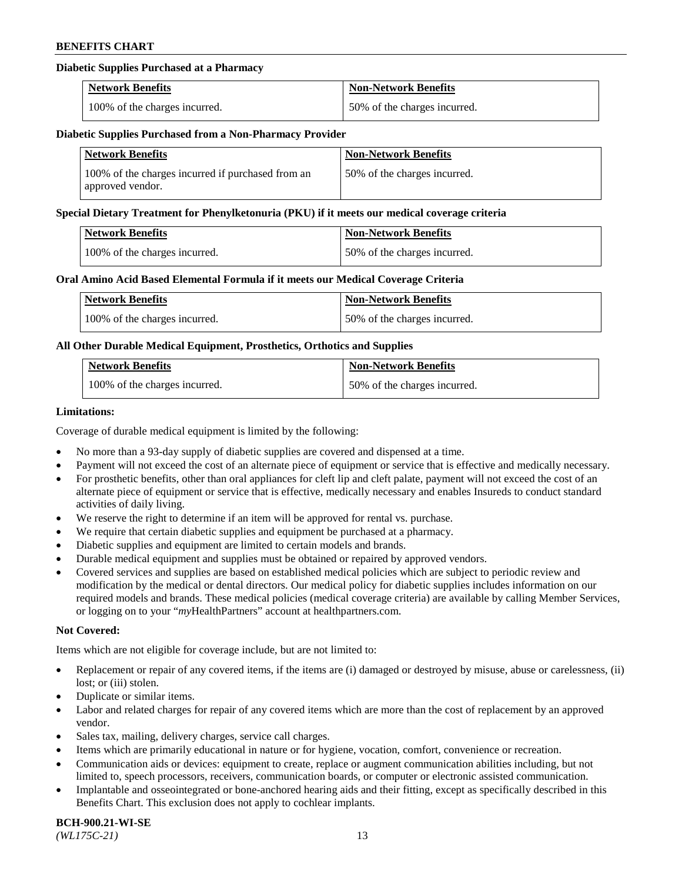#### Diabetic Supplies Purchased at a Pharmacy

| Network Benefits | Non-Network Benefits |
| --- | --- |
| 100% of the charges incurred. | 50% of the charges incurred. |

#### Diabetic Supplies Purchased from a Non-Pharmacy Provider

| Network Benefits | Non-Network Benefits |
| --- | --- |
| 100% of the charges incurred if purchased from an approved vendor. | 50% of the charges incurred. |

#### Special Dietary Treatment for Phenylketonuria (PKU) if it meets our medical coverage criteria

| Network Benefits | Non-Network Benefits |
| --- | --- |
| 100% of the charges incurred. | 50% of the charges incurred. |

#### Oral Amino Acid Based Elemental Formula if it meets our Medical Coverage Criteria

| Network Benefits | Non-Network Benefits |
| --- | --- |
| 100% of the charges incurred. | 50% of the charges incurred. |

#### All Other Durable Medical Equipment, Prosthetics, Orthotics and Supplies

| Network Benefits | Non-Network Benefits |
| --- | --- |
| 100% of the charges incurred. | 50% of the charges incurred. |

**Limitations:**

Coverage of durable medical equipment is limited by the following:

- No more than a 93-day supply of diabetic supplies are covered and dispensed at a time.
- Payment will not exceed the cost of an alternate piece of equipment or service that is effective and medically necessary.
- For prosthetic benefits, other than oral appliances for cleft lip and cleft palate, payment will not exceed the cost of an alternate piece of equipment or service that is effective, medically necessary and enables Insureds to conduct standard activities of daily living.
- We reserve the right to determine if an item will be approved for rental vs. purchase.
- We require that certain diabetic supplies and equipment be purchased at a pharmacy.
- Diabetic supplies and equipment are limited to certain models and brands.
- Durable medical equipment and supplies must be obtained or repaired by approved vendors.
- Covered services and supplies are based on established medical policies which are subject to periodic review and modification by the medical or dental directors. Our medical policy for diabetic supplies includes information on our required models and brands. These medical policies (medical coverage criteria) are available by calling Member Services, or logging on to your "*my*HealthPartners" account at healthpartners.com.

**Not Covered:**

Items which are not eligible for coverage include, but are not limited to:

- Replacement or repair of any covered items, if the items are (i) damaged or destroyed by misuse, abuse or carelessness, (ii) lost; or (iii) stolen.
- Duplicate or similar items.
- Labor and related charges for repair of any covered items which are more than the cost of replacement by an approved vendor.
- Sales tax, mailing, delivery charges, service call charges.
- Items which are primarily educational in nature or for hygiene, vocation, comfort, convenience or recreation.
- Communication aids or devices: equipment to create, replace or augment communication abilities including, but not limited to, speech processors, receivers, communication boards, or computer or electronic assisted communication.
- Implantable and osseointegrated or bone-anchored hearing aids and their fitting, except as specifically described in this Benefits Chart. This exclusion does not apply to cochlear implants.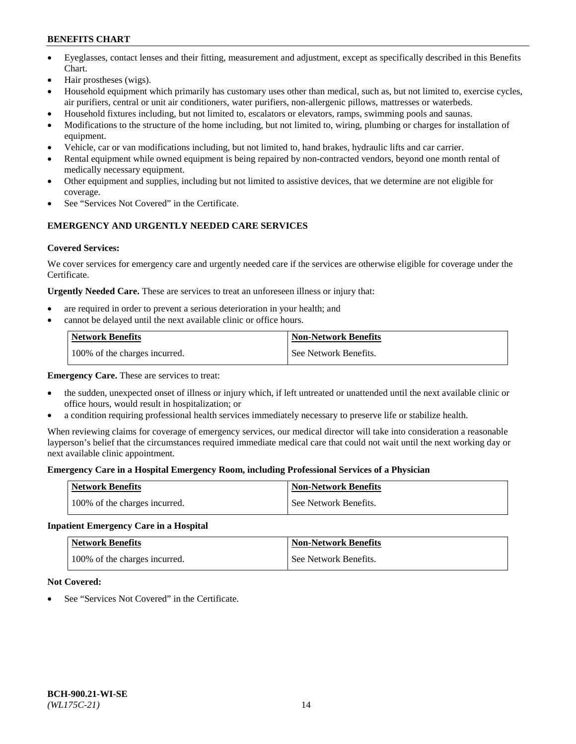- Eyeglasses, contact lenses and their fitting, measurement and adjustment, except as specifically described in this Benefits Chart.
- Hair prostheses (wigs).
- Household equipment which primarily has customary uses other than medical, such as, but not limited to, exercise cycles, air purifiers, central or unit air conditioners, water purifiers, non-allergenic pillows, mattresses or waterbeds.
- Household fixtures including, but not limited to, escalators or elevators, ramps, swimming pools and saunas.
- Modifications to the structure of the home including, but not limited to, wiring, plumbing or charges for installation of equipment.
- Vehicle, car or van modifications including, but not limited to, hand brakes, hydraulic lifts and car carrier.
- Rental equipment while owned equipment is being repaired by non-contracted vendors, beyond one month rental of medically necessary equipment.
- Other equipment and supplies, including but not limited to assistive devices, that we determine are not eligible for coverage.
- See "Services Not Covered" in the Certificate.

## EMERGENCY AND URGENTLY NEEDED CARE SERVICES

**Covered Services:**

We cover services for emergency care and urgently needed care if the services are otherwise eligible for coverage under the Certificate.

**Urgently Needed Care.** These are services to treat an unforeseen illness or injury that:

- are required in order to prevent a serious deterioration in your health; and
- cannot be delayed until the next available clinic or office hours.

| Network Benefits | Non-Network Benefits |
|---|---|
| 100% of the charges incurred. | See Network Benefits. |

**Emergency Care.** These are services to treat:

- the sudden, unexpected onset of illness or injury which, if left untreated or unattended until the next available clinic or office hours, would result in hospitalization; or
- a condition requiring professional health services immediately necessary to preserve life or stabilize health.

When reviewing claims for coverage of emergency services, our medical director will take into consideration a reasonable layperson's belief that the circumstances required immediate medical care that could not wait until the next working day or next available clinic appointment.

**Emergency Care in a Hospital Emergency Room, including Professional Services of a Physician**

| Network Benefits | Non-Network Benefits |
|---|---|
| 100% of the charges incurred. | See Network Benefits. |

**Inpatient Emergency Care in a Hospital**

| Network Benefits | Non-Network Benefits |
|---|---|
| 100% of the charges incurred. | See Network Benefits. |

**Not Covered:**

- See "Services Not Covered" in the Certificate.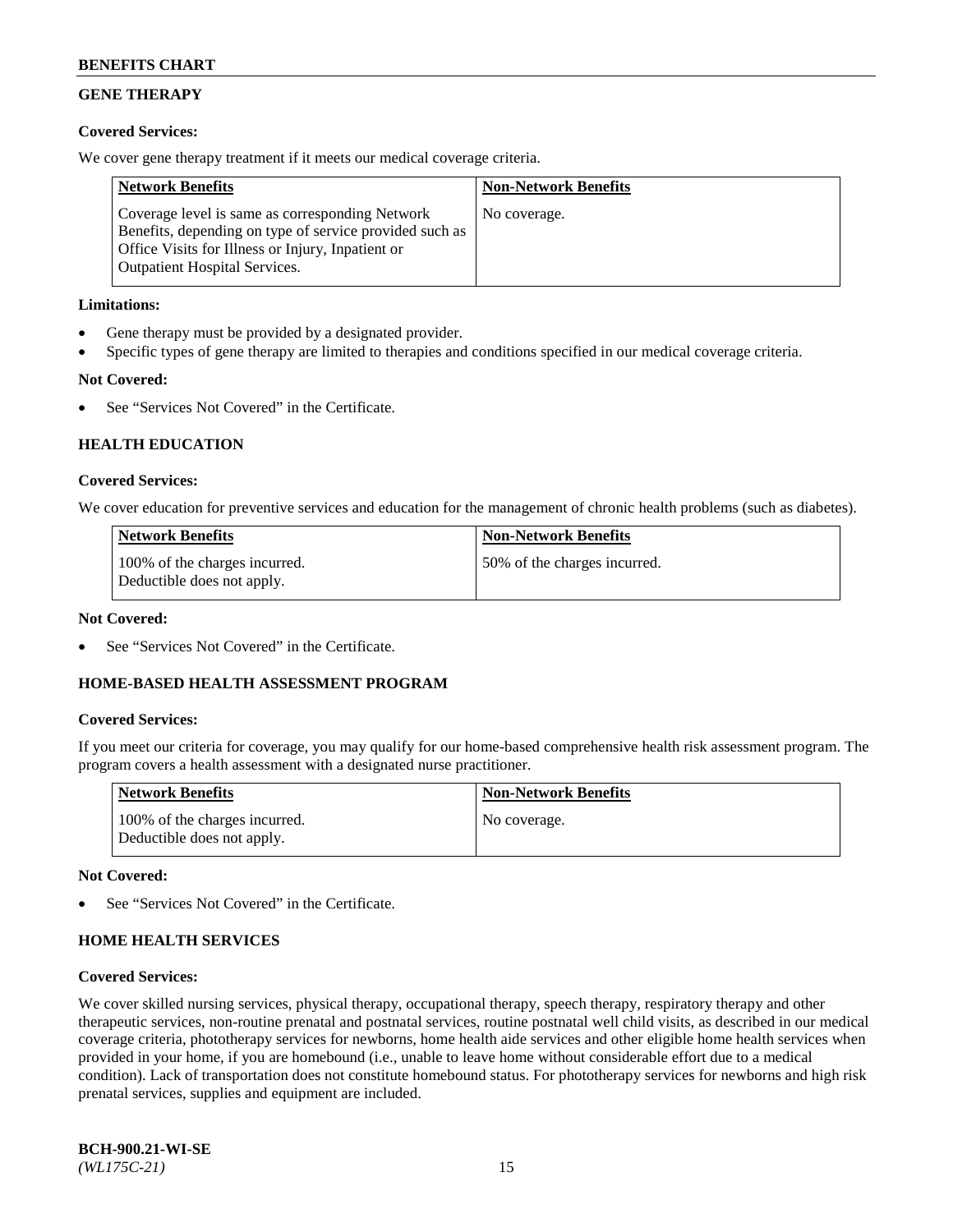## GENE THERAPY

**Covered Services:**

We cover gene therapy treatment if it meets our medical coverage criteria.

| Network Benefits | Non-Network Benefits |
|---|---|
| Coverage level is same as corresponding Network Benefits, depending on type of service provided such as Office Visits for Illness or Injury, Inpatient or Outpatient Hospital Services. | No coverage. |

**Limitations:**

- Gene therapy must be provided by a designated provider.
- Specific types of gene therapy are limited to therapies and conditions specified in our medical coverage criteria.

**Not Covered:**

- See "Services Not Covered" in the Certificate.

## HEALTH EDUCATION

**Covered Services:**

We cover education for preventive services and education for the management of chronic health problems (such as diabetes).

| Network Benefits | Non-Network Benefits |
|---|---|
| 100% of the charges incurred. Deductible does not apply. | 50% of the charges incurred. |

**Not Covered:**

- See "Services Not Covered" in the Certificate.

## HOME-BASED HEALTH ASSESSMENT PROGRAM

**Covered Services:**

If you meet our criteria for coverage, you may qualify for our home-based comprehensive health risk assessment program. The program covers a health assessment with a designated nurse practitioner.

| Network Benefits | Non-Network Benefits |
|---|---|
| 100% of the charges incurred. Deductible does not apply. | No coverage. |

**Not Covered:**

- See "Services Not Covered" in the Certificate.

## HOME HEALTH SERVICES

**Covered Services:**

We cover skilled nursing services, physical therapy, occupational therapy, speech therapy, respiratory therapy and other therapeutic services, non-routine prenatal and postnatal services, routine postnatal well child visits, as described in our medical coverage criteria, phototherapy services for newborns, home health aide services and other eligible home health services when provided in your home, if you are homebound (i.e., unable to leave home without considerable effort due to a medical condition). Lack of transportation does not constitute homebound status. For phototherapy services for newborns and high risk prenatal services, supplies and equipment are included.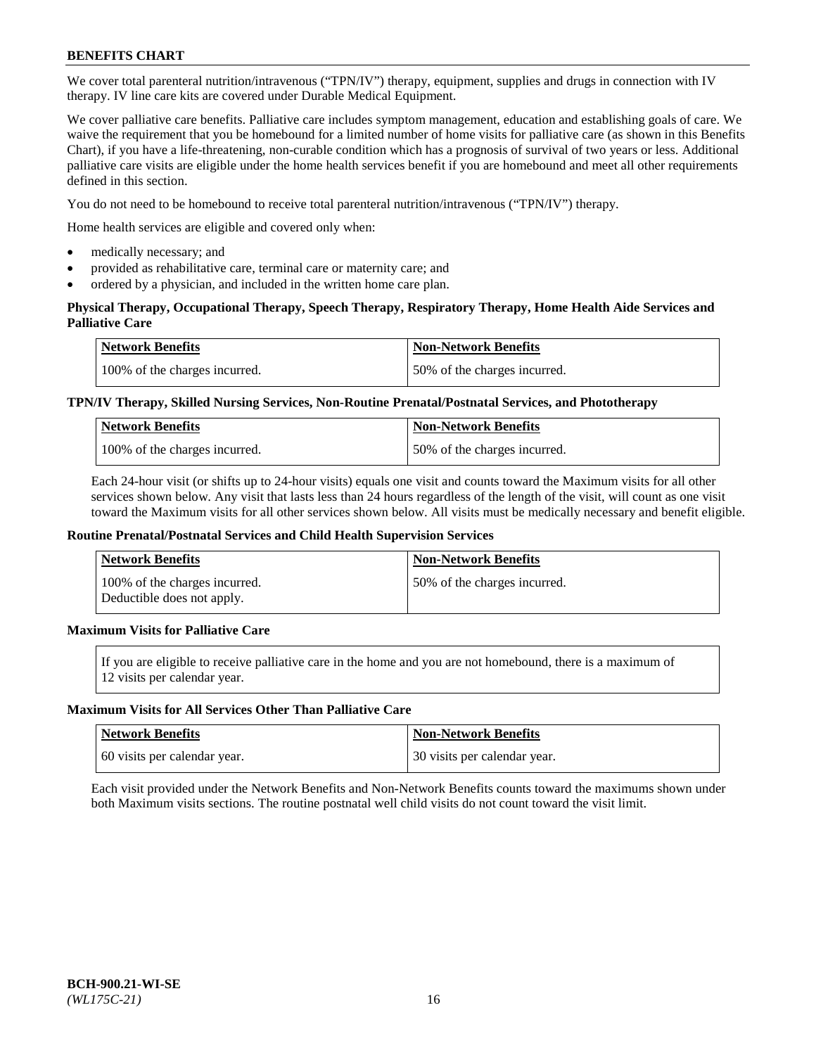We cover total parenteral nutrition/intravenous ("TPN/IV") therapy, equipment, supplies and drugs in connection with IV therapy. IV line care kits are covered under Durable Medical Equipment.

We cover palliative care benefits. Palliative care includes symptom management, education and establishing goals of care. We waive the requirement that you be homebound for a limited number of home visits for palliative care (as shown in this Benefits Chart), if you have a life-threatening, non-curable condition which has a prognosis of survival of two years or less. Additional palliative care visits are eligible under the home health services benefit if you are homebound and meet all other requirements defined in this section.

You do not need to be homebound to receive total parenteral nutrition/intravenous ("TPN/IV") therapy.

Home health services are eligible and covered only when:

- medically necessary; and
- provided as rehabilitative care, terminal care or maternity care; and
- ordered by a physician, and included in the written home care plan.

**Physical Therapy, Occupational Therapy, Speech Therapy, Respiratory Therapy, Home Health Aide Services and Palliative Care**

| Network Benefits | Non-Network Benefits |
|---|---|
| 100% of the charges incurred. | 50% of the charges incurred. |

**TPN/IV Therapy, Skilled Nursing Services, Non-Routine Prenatal/Postnatal Services, and Phototherapy**

| Network Benefits | Non-Network Benefits |
|---|---|
| 100% of the charges incurred. | 50% of the charges incurred. |

Each 24-hour visit (or shifts up to 24-hour visits) equals one visit and counts toward the Maximum visits for all other services shown below. Any visit that lasts less than 24 hours regardless of the length of the visit, will count as one visit toward the Maximum visits for all other services shown below. All visits must be medically necessary and benefit eligible.

**Routine Prenatal/Postnatal Services and Child Health Supervision Services**

| Network Benefits | Non-Network Benefits |
|---|---|
| 100% of the charges incurred. Deductible does not apply. | 50% of the charges incurred. |

**Maximum Visits for Palliative Care**

| If you are eligible to receive palliative care in the home and you are not homebound, there is a maximum of 12 visits per calendar year. |
|---|

**Maximum Visits for All Services Other Than Palliative Care**

| Network Benefits | Non-Network Benefits |
|---|---|
| 60 visits per calendar year. | 30 visits per calendar year. |

Each visit provided under the Network Benefits and Non-Network Benefits counts toward the maximums shown under both Maximum visits sections. The routine postnatal well child visits do not count toward the visit limit.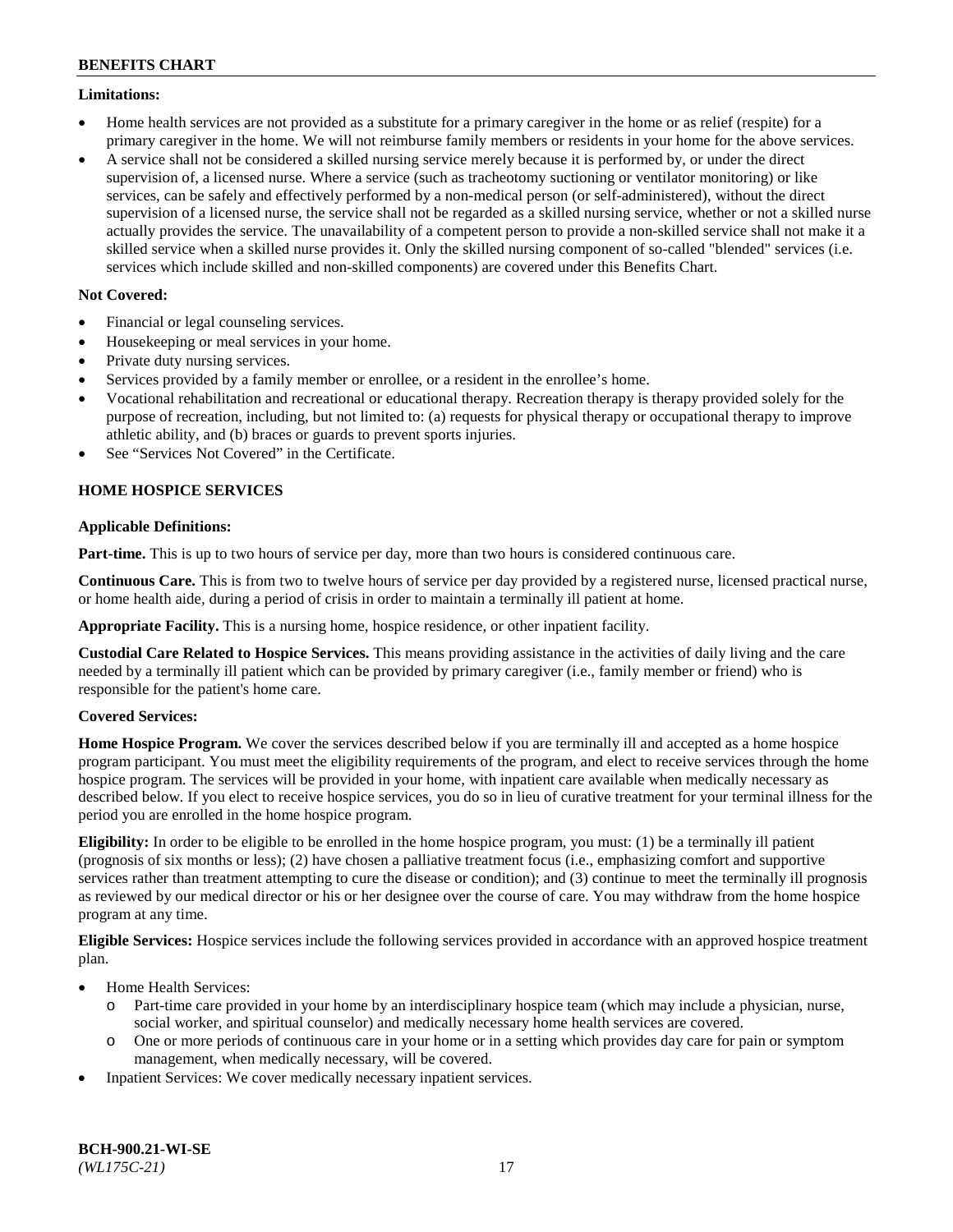**Limitations:**

- Home health services are not provided as a substitute for a primary caregiver in the home or as relief (respite) for a primary caregiver in the home. We will not reimburse family members or residents in your home for the above services.
- A service shall not be considered a skilled nursing service merely because it is performed by, or under the direct supervision of, a licensed nurse. Where a service (such as tracheotomy suctioning or ventilator monitoring) or like services, can be safely and effectively performed by a non-medical person (or self-administered), without the direct supervision of a licensed nurse, the service shall not be regarded as a skilled nursing service, whether or not a skilled nurse actually provides the service. The unavailability of a competent person to provide a non-skilled service shall not make it a skilled service when a skilled nurse provides it. Only the skilled nursing component of so-called "blended" services (i.e. services which include skilled and non-skilled components) are covered under this Benefits Chart.

**Not Covered:**

- Financial or legal counseling services.
- Housekeeping or meal services in your home.
- Private duty nursing services.
- Services provided by a family member or enrollee, or a resident in the enrollee's home.
- Vocational rehabilitation and recreational or educational therapy. Recreation therapy is therapy provided solely for the purpose of recreation, including, but not limited to: (a) requests for physical therapy or occupational therapy to improve athletic ability, and (b) braces or guards to prevent sports injuries.
- See "Services Not Covered" in the Certificate.

## HOME HOSPICE SERVICES

**Applicable Definitions:**

**Part-time.** This is up to two hours of service per day, more than two hours is considered continuous care.

**Continuous Care.** This is from two to twelve hours of service per day provided by a registered nurse, licensed practical nurse, or home health aide, during a period of crisis in order to maintain a terminally ill patient at home.

**Appropriate Facility.** This is a nursing home, hospice residence, or other inpatient facility.

**Custodial Care Related to Hospice Services.** This means providing assistance in the activities of daily living and the care needed by a terminally ill patient which can be provided by primary caregiver (i.e., family member or friend) who is responsible for the patient's home care.

**Covered Services:**

**Home Hospice Program.** We cover the services described below if you are terminally ill and accepted as a home hospice program participant. You must meet the eligibility requirements of the program, and elect to receive services through the home hospice program. The services will be provided in your home, with inpatient care available when medically necessary as described below. If you elect to receive hospice services, you do so in lieu of curative treatment for your terminal illness for the period you are enrolled in the home hospice program.

**Eligibility:** In order to be eligible to be enrolled in the home hospice program, you must: (1) be a terminally ill patient (prognosis of six months or less); (2) have chosen a palliative treatment focus (i.e., emphasizing comfort and supportive services rather than treatment attempting to cure the disease or condition); and (3) continue to meet the terminally ill prognosis as reviewed by our medical director or his or her designee over the course of care. You may withdraw from the home hospice program at any time.

**Eligible Services:** Hospice services include the following services provided in accordance with an approved hospice treatment plan.

- Home Health Services:
  - Part-time care provided in your home by an interdisciplinary hospice team (which may include a physician, nurse, social worker, and spiritual counselor) and medically necessary home health services are covered.
  - One or more periods of continuous care in your home or in a setting which provides day care for pain or symptom management, when medically necessary, will be covered.
- Inpatient Services: We cover medically necessary inpatient services.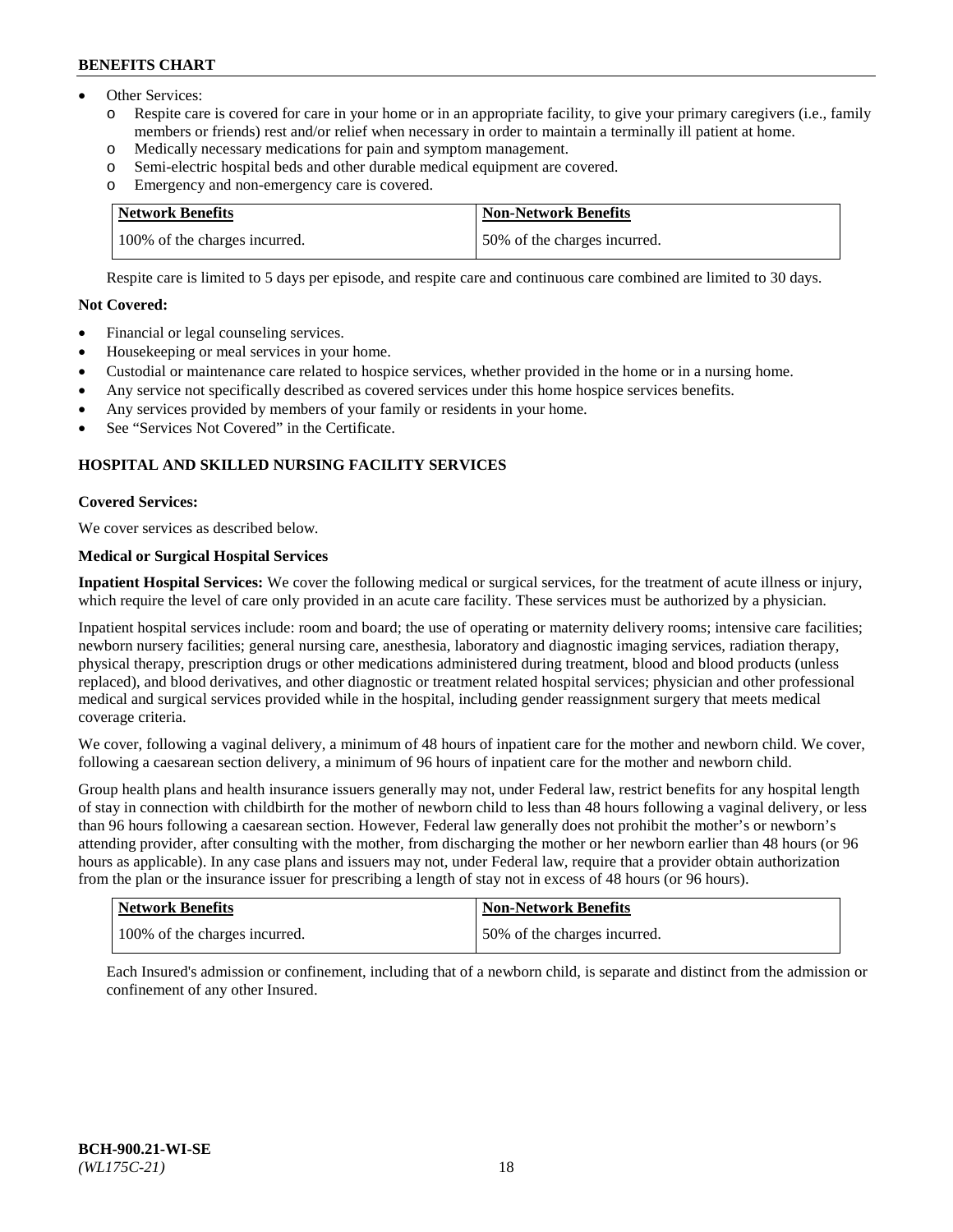- Other Services:
  - o Respite care is covered for care in your home or in an appropriate facility, to give your primary caregivers (i.e., family members or friends) rest and/or relief when necessary in order to maintain a terminally ill patient at home.
  - o Medically necessary medications for pain and symptom management.
  - o Semi-electric hospital beds and other durable medical equipment are covered.
  - o Emergency and non-emergency care is covered.

| Network Benefits | Non-Network Benefits |
|---|---|
| 100% of the charges incurred. | 50% of the charges incurred. |

Respite care is limited to 5 days per episode, and respite care and continuous care combined are limited to 30 days.

**Not Covered:**

- Financial or legal counseling services.
- Housekeeping or meal services in your home.
- Custodial or maintenance care related to hospice services, whether provided in the home or in a nursing home.
- Any service not specifically described as covered services under this home hospice services benefits.
- Any services provided by members of your family or residents in your home.
- See "Services Not Covered" in the Certificate.

## HOSPITAL AND SKILLED NURSING FACILITY SERVICES

**Covered Services:**

We cover services as described below.

**Medical or Surgical Hospital Services**

**Inpatient Hospital Services:** We cover the following medical or surgical services, for the treatment of acute illness or injury, which require the level of care only provided in an acute care facility. These services must be authorized by a physician.

Inpatient hospital services include: room and board; the use of operating or maternity delivery rooms; intensive care facilities; newborn nursery facilities; general nursing care, anesthesia, laboratory and diagnostic imaging services, radiation therapy, physical therapy, prescription drugs or other medications administered during treatment, blood and blood products (unless replaced), and blood derivatives, and other diagnostic or treatment related hospital services; physician and other professional medical and surgical services provided while in the hospital, including gender reassignment surgery that meets medical coverage criteria.

We cover, following a vaginal delivery, a minimum of 48 hours of inpatient care for the mother and newborn child. We cover, following a caesarean section delivery, a minimum of 96 hours of inpatient care for the mother and newborn child.

Group health plans and health insurance issuers generally may not, under Federal law, restrict benefits for any hospital length of stay in connection with childbirth for the mother of newborn child to less than 48 hours following a vaginal delivery, or less than 96 hours following a caesarean section. However, Federal law generally does not prohibit the mother's or newborn's attending provider, after consulting with the mother, from discharging the mother or her newborn earlier than 48 hours (or 96 hours as applicable). In any case plans and issuers may not, under Federal law, require that a provider obtain authorization from the plan or the insurance issuer for prescribing a length of stay not in excess of 48 hours (or 96 hours).

| Network Benefits | Non-Network Benefits |
|---|---|
| 100% of the charges incurred. | 50% of the charges incurred. |

Each Insured's admission or confinement, including that of a newborn child, is separate and distinct from the admission or confinement of any other Insured.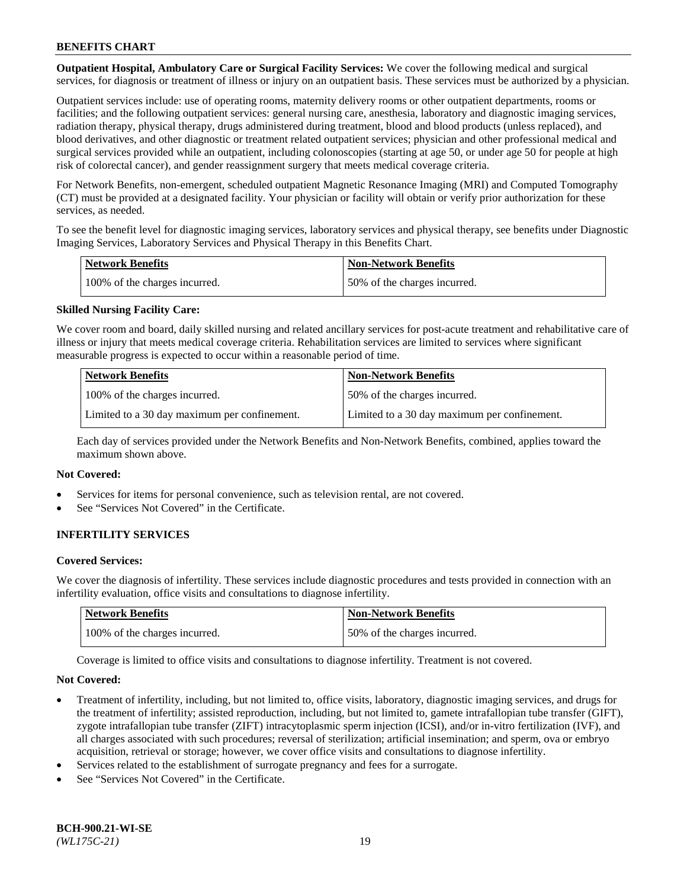**Outpatient Hospital, Ambulatory Care or Surgical Facility Services:** We cover the following medical and surgical services, for diagnosis or treatment of illness or injury on an outpatient basis. These services must be authorized by a physician.

Outpatient services include: use of operating rooms, maternity delivery rooms or other outpatient departments, rooms or facilities; and the following outpatient services: general nursing care, anesthesia, laboratory and diagnostic imaging services, radiation therapy, physical therapy, drugs administered during treatment, blood and blood products (unless replaced), and blood derivatives, and other diagnostic or treatment related outpatient services; physician and other professional medical and surgical services provided while an outpatient, including colonoscopies (starting at age 50, or under age 50 for people at high risk of colorectal cancer), and gender reassignment surgery that meets medical coverage criteria.

For Network Benefits, non-emergent, scheduled outpatient Magnetic Resonance Imaging (MRI) and Computed Tomography (CT) must be provided at a designated facility. Your physician or facility will obtain or verify prior authorization for these services, as needed.

To see the benefit level for diagnostic imaging services, laboratory services and physical therapy, see benefits under Diagnostic Imaging Services, Laboratory Services and Physical Therapy in this Benefits Chart.

| Network Benefits | Non-Network Benefits |
|---|---|
| 100% of the charges incurred. | 50% of the charges incurred. |

**Skilled Nursing Facility Care:**

We cover room and board, daily skilled nursing and related ancillary services for post-acute treatment and rehabilitative care of illness or injury that meets medical coverage criteria. Rehabilitation services are limited to services where significant measurable progress is expected to occur within a reasonable period of time.

| Network Benefits | Non-Network Benefits |
|---|---|
| 100% of the charges incurred. | 50% of the charges incurred. |
| Limited to a 30 day maximum per confinement. | Limited to a 30 day maximum per confinement. |

Each day of services provided under the Network Benefits and Non-Network Benefits, combined, applies toward the maximum shown above.

**Not Covered:**

- Services for items for personal convenience, such as television rental, are not covered.
- See "Services Not Covered" in the Certificate.

## INFERTILITY SERVICES

**Covered Services:**

We cover the diagnosis of infertility. These services include diagnostic procedures and tests provided in connection with an infertility evaluation, office visits and consultations to diagnose infertility.

| Network Benefits | Non-Network Benefits |
|---|---|
| 100% of the charges incurred. | 50% of the charges incurred. |

Coverage is limited to office visits and consultations to diagnose infertility. Treatment is not covered.

**Not Covered:**

- Treatment of infertility, including, but not limited to, office visits, laboratory, diagnostic imaging services, and drugs for the treatment of infertility; assisted reproduction, including, but not limited to, gamete intrafallopian tube transfer (GIFT), zygote intrafallopian tube transfer (ZIFT) intracytoplasmic sperm injection (ICSI), and/or in-vitro fertilization (IVF), and all charges associated with such procedures; reversal of sterilization; artificial insemination; and sperm, ova or embryo acquisition, retrieval or storage; however, we cover office visits and consultations to diagnose infertility.
- Services related to the establishment of surrogate pregnancy and fees for a surrogate.
- See "Services Not Covered" in the Certificate.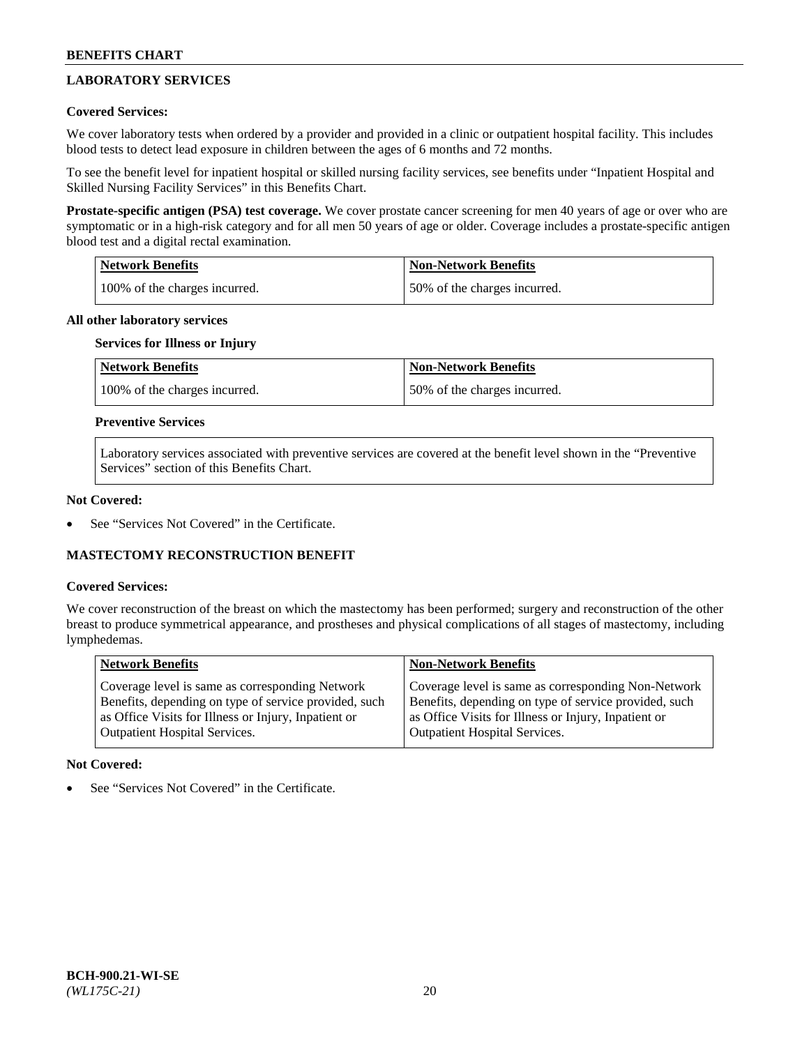## LABORATORY SERVICES

**Covered Services:**

We cover laboratory tests when ordered by a provider and provided in a clinic or outpatient hospital facility. This includes blood tests to detect lead exposure in children between the ages of 6 months and 72 months.

To see the benefit level for inpatient hospital or skilled nursing facility services, see benefits under "Inpatient Hospital and Skilled Nursing Facility Services" in this Benefits Chart.

**Prostate-specific antigen (PSA) test coverage.** We cover prostate cancer screening for men 40 years of age or over who are symptomatic or in a high-risk category and for all men 50 years of age or older. Coverage includes a prostate-specific antigen blood test and a digital rectal examination.

| Network Benefits | Non-Network Benefits |
|---|---|
| 100% of the charges incurred. | 50% of the charges incurred. |

**All other laboratory services**

**Services for Illness or Injury**

| Network Benefits | Non-Network Benefits |
|---|---|
| 100% of the charges incurred. | 50% of the charges incurred. |

**Preventive Services**

Laboratory services associated with preventive services are covered at the benefit level shown in the "Preventive Services" section of this Benefits Chart.

**Not Covered:**

- See "Services Not Covered" in the Certificate.

## MASTECTOMY RECONSTRUCTION BENEFIT

**Covered Services:**

We cover reconstruction of the breast on which the mastectomy has been performed; surgery and reconstruction of the other breast to produce symmetrical appearance, and prostheses and physical complications of all stages of mastectomy, including lymphedemas.

| Network Benefits | Non-Network Benefits |
|---|---|
| Coverage level is same as corresponding Network Benefits, depending on type of service provided, such as Office Visits for Illness or Injury, Inpatient or Outpatient Hospital Services. | Coverage level is same as corresponding Non-Network Benefits, depending on type of service provided, such as Office Visits for Illness or Injury, Inpatient or Outpatient Hospital Services. |

**Not Covered:**

- See "Services Not Covered" in the Certificate.

BCH-900.21-WI-SE
*(WL175C-21)*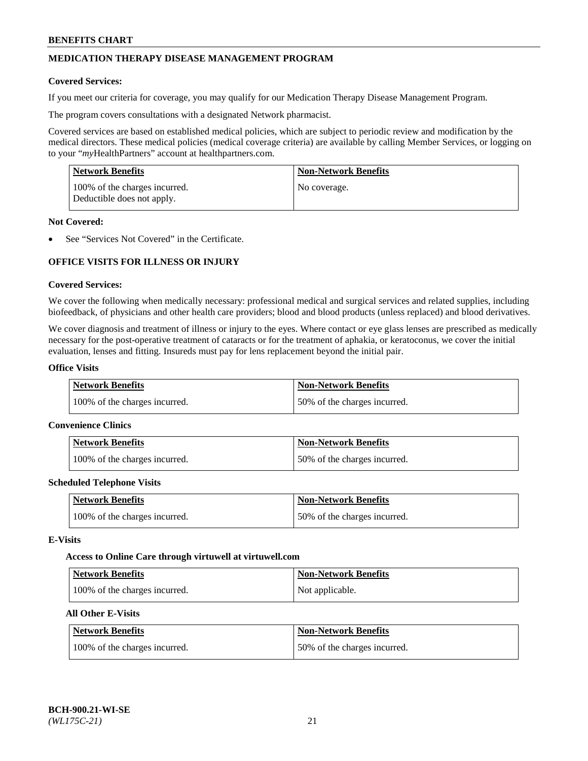## MEDICATION THERAPY DISEASE MANAGEMENT PROGRAM

**Covered Services:**

If you meet our criteria for coverage, you may qualify for our Medication Therapy Disease Management Program.

The program covers consultations with a designated Network pharmacist.

Covered services are based on established medical policies, which are subject to periodic review and modification by the medical directors. These medical policies (medical coverage criteria) are available by calling Member Services, or logging on to your "*my*HealthPartners" account at healthpartners.com.

| Network Benefits | Non-Network Benefits |
|---|---|
| 100% of the charges incurred. Deductible does not apply. | No coverage. |

**Not Covered:**

- See "Services Not Covered" in the Certificate.

## OFFICE VISITS FOR ILLNESS OR INJURY

**Covered Services:**

We cover the following when medically necessary: professional medical and surgical services and related supplies, including biofeedback, of physicians and other health care providers; blood and blood products (unless replaced) and blood derivatives.

We cover diagnosis and treatment of illness or injury to the eyes. Where contact or eye glass lenses are prescribed as medically necessary for the post-operative treatment of cataracts or for the treatment of aphakia, or keratoconus, we cover the initial evaluation, lenses and fitting. Insureds must pay for lens replacement beyond the initial pair.

**Office Visits**

| Network Benefits | Non-Network Benefits |
|---|---|
| 100% of the charges incurred. | 50% of the charges incurred. |

**Convenience Clinics**

| Network Benefits | Non-Network Benefits |
|---|---|
| 100% of the charges incurred. | 50% of the charges incurred. |

**Scheduled Telephone Visits**

| Network Benefits | Non-Network Benefits |
|---|---|
| 100% of the charges incurred. | 50% of the charges incurred. |

**E-Visits**

**Access to Online Care through virtuwell at virtuwell.com**

| Network Benefits | Non-Network Benefits |
|---|---|
| 100% of the charges incurred. | Not applicable. |

**All Other E-Visits**

| Network Benefits | Non-Network Benefits |
|---|---|
| 100% of the charges incurred. | 50% of the charges incurred. |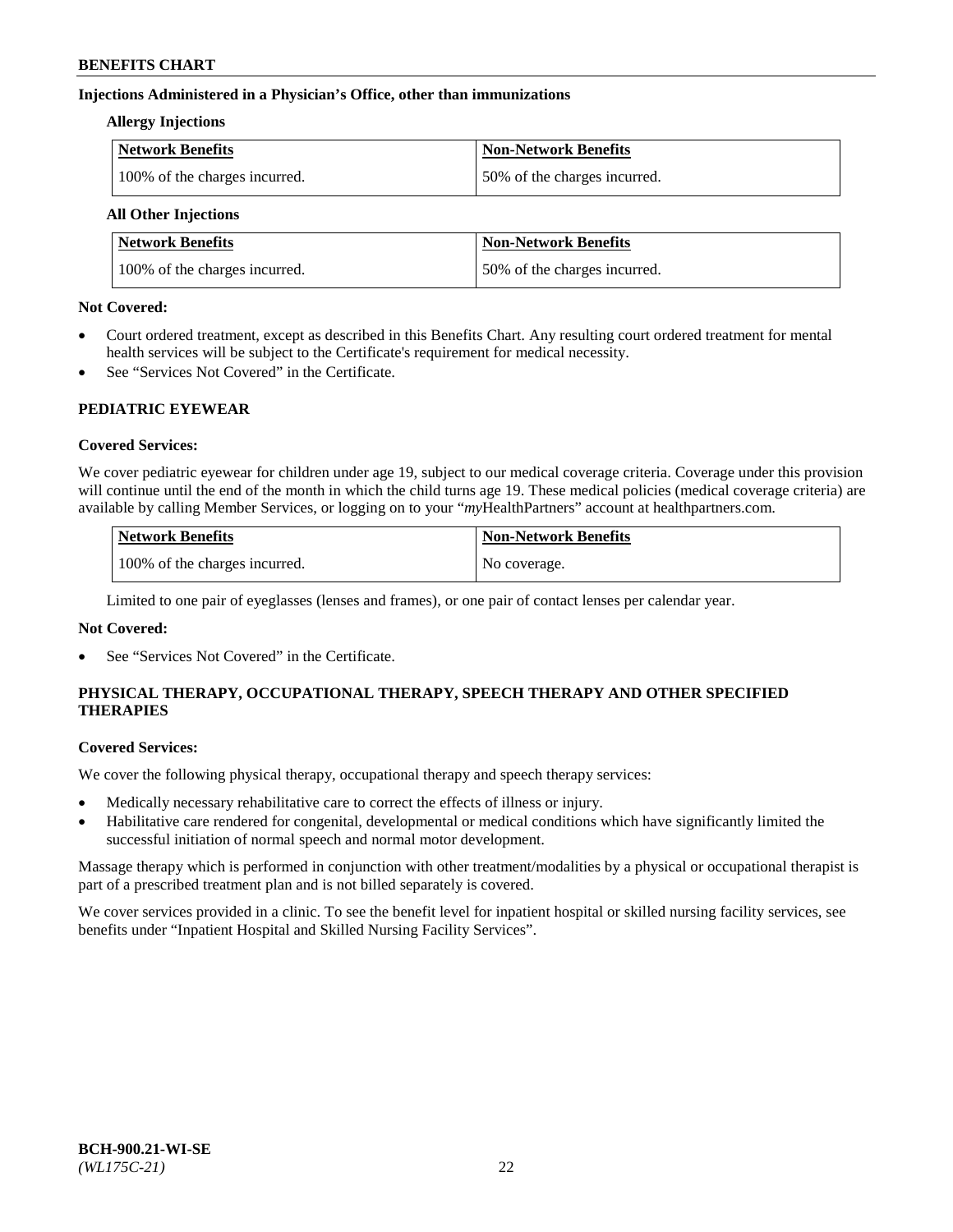### Injections Administered in a Physician's Office, other than immunizations

**Allergy Injections**

| Network Benefits | Non-Network Benefits |
| --- | --- |
| 100% of the charges incurred. | 50% of the charges incurred. |

**All Other Injections**

| Network Benefits | Non-Network Benefits |
| --- | --- |
| 100% of the charges incurred. | 50% of the charges incurred. |

**Not Covered:**

- Court ordered treatment, except as described in this Benefits Chart. Any resulting court ordered treatment for mental health services will be subject to the Certificate's requirement for medical necessity.
- See "Services Not Covered" in the Certificate.

## PEDIATRIC EYEWEAR

**Covered Services:**

We cover pediatric eyewear for children under age 19, subject to our medical coverage criteria. Coverage under this provision will continue until the end of the month in which the child turns age 19. These medical policies (medical coverage criteria) are available by calling Member Services, or logging on to your "*my*HealthPartners" account at healthpartners.com.

| Network Benefits | Non-Network Benefits |
| --- | --- |
| 100% of the charges incurred. | No coverage. |

Limited to one pair of eyeglasses (lenses and frames), or one pair of contact lenses per calendar year.

**Not Covered:**

- See "Services Not Covered" in the Certificate.

## PHYSICAL THERAPY, OCCUPATIONAL THERAPY, SPEECH THERAPY AND OTHER SPECIFIED THERAPIES

**Covered Services:**

We cover the following physical therapy, occupational therapy and speech therapy services:

- Medically necessary rehabilitative care to correct the effects of illness or injury.
- Habilitative care rendered for congenital, developmental or medical conditions which have significantly limited the successful initiation of normal speech and normal motor development.

Massage therapy which is performed in conjunction with other treatment/modalities by a physical or occupational therapist is part of a prescribed treatment plan and is not billed separately is covered.

We cover services provided in a clinic. To see the benefit level for inpatient hospital or skilled nursing facility services, see benefits under "Inpatient Hospital and Skilled Nursing Facility Services".

BCH-900.21-WI-SE
*(WL175C-21)*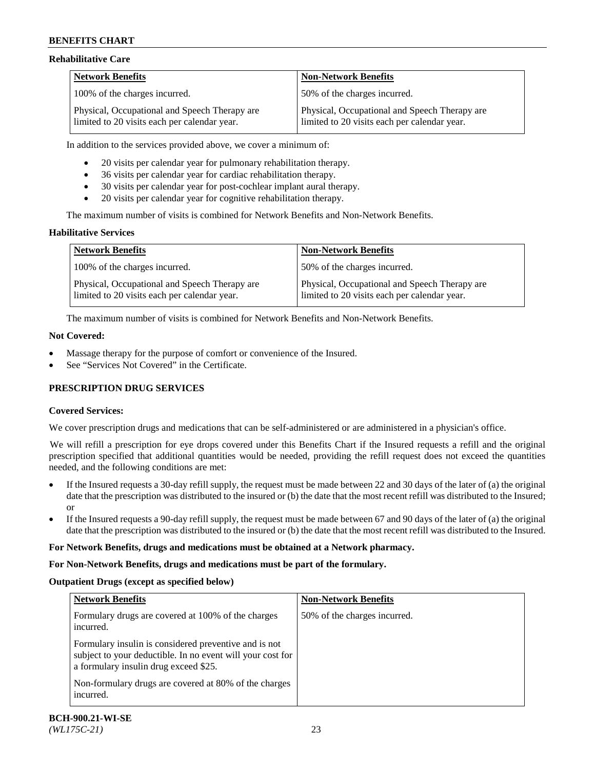### Rehabilitative Care

| Network Benefits | Non-Network Benefits |
| --- | --- |
| 100% of the charges incurred. | 50% of the charges incurred. |
| Physical, Occupational and Speech Therapy are limited to 20 visits each per calendar year. | Physical, Occupational and Speech Therapy are limited to 20 visits each per calendar year. |

In addition to the services provided above, we cover a minimum of:

- 20 visits per calendar year for pulmonary rehabilitation therapy.
- 36 visits per calendar year for cardiac rehabilitation therapy.
- 30 visits per calendar year for post-cochlear implant aural therapy.
- 20 visits per calendar year for cognitive rehabilitation therapy.

The maximum number of visits is combined for Network Benefits and Non-Network Benefits.

### Habilitative Services

| Network Benefits | Non-Network Benefits |
| --- | --- |
| 100% of the charges incurred. | 50% of the charges incurred. |
| Physical, Occupational and Speech Therapy are limited to 20 visits each per calendar year. | Physical, Occupational and Speech Therapy are limited to 20 visits each per calendar year. |

The maximum number of visits is combined for Network Benefits and Non-Network Benefits.

### Not Covered:

- Massage therapy for the purpose of comfort or convenience of the Insured.
- See "Services Not Covered" in the Certificate.

## PRESCRIPTION DRUG SERVICES

### Covered Services:

We cover prescription drugs and medications that can be self-administered or are administered in a physician's office.

We will refill a prescription for eye drops covered under this Benefits Chart if the Insured requests a refill and the original prescription specified that additional quantities would be needed, providing the refill request does not exceed the quantities needed, and the following conditions are met:

- If the Insured requests a 30-day refill supply, the request must be made between 22 and 30 days of the later of (a) the original date that the prescription was distributed to the insured or (b) the date that the most recent refill was distributed to the Insured; or
- If the Insured requests a 90-day refill supply, the request must be made between 67 and 90 days of the later of (a) the original date that the prescription was distributed to the insured or (b) the date that the most recent refill was distributed to the Insured.

**For Network Benefits, drugs and medications must be obtained at a Network pharmacy.**

**For Non-Network Benefits, drugs and medications must be part of the formulary.**

### Outpatient Drugs (except as specified below)

| Network Benefits | Non-Network Benefits |
| --- | --- |
| Formulary drugs are covered at 100% of the charges incurred. | 50% of the charges incurred. |
| Formulary insulin is considered preventive and is not subject to your deductible. In no event will your cost for a formulary insulin drug exceed $25. | |
| Non-formulary drugs are covered at 80% of the charges incurred. | |

BCH-900.21-WI-SE
*(WL175C-21)*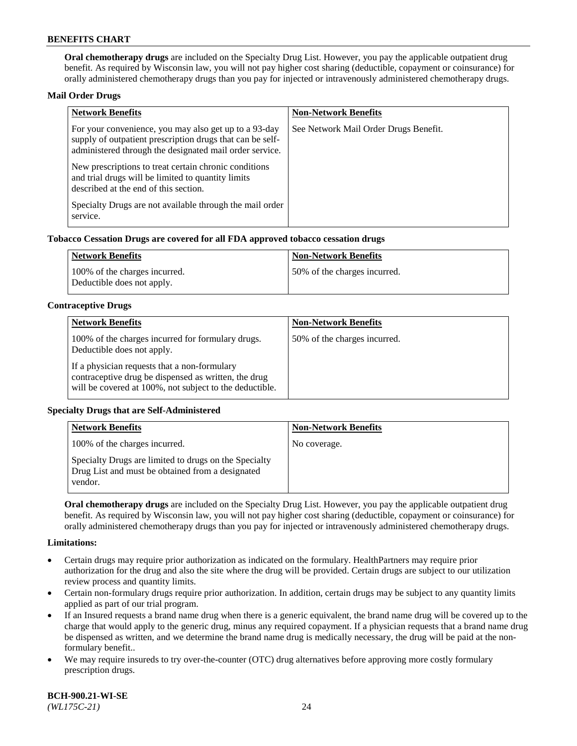**Oral chemotherapy drugs** are included on the Specialty Drug List. However, you pay the applicable outpatient drug benefit. As required by Wisconsin law, you will not pay higher cost sharing (deductible, copayment or coinsurance) for orally administered chemotherapy drugs than you pay for injected or intravenously administered chemotherapy drugs.

**Mail Order Drugs**

| Network Benefits | Non-Network Benefits |
| --- | --- |
| For your convenience, you may also get up to a 93-day supply of outpatient prescription drugs that can be self-administered through the designated mail order service.<br><br>New prescriptions to treat certain chronic conditions and trial drugs will be limited to quantity limits described at the end of this section.<br><br>Specialty Drugs are not available through the mail order service. | See Network Mail Order Drugs Benefit. |

**Tobacco Cessation Drugs are covered for all FDA approved tobacco cessation drugs**

| Network Benefits | Non-Network Benefits |
| --- | --- |
| 100% of the charges incurred.<br>Deductible does not apply. | 50% of the charges incurred. |

**Contraceptive Drugs**

| Network Benefits | Non-Network Benefits |
| --- | --- |
| 100% of the charges incurred for formulary drugs. Deductible does not apply.<br><br>If a physician requests that a non-formulary contraceptive drug be dispensed as written, the drug will be covered at 100%, not subject to the deductible. | 50% of the charges incurred. |

**Specialty Drugs that are Self-Administered**

| Network Benefits | Non-Network Benefits |
| --- | --- |
| 100% of the charges incurred.<br><br>Specialty Drugs are limited to drugs on the Specialty Drug List and must be obtained from a designated vendor. | No coverage. |

**Oral chemotherapy drugs** are included on the Specialty Drug List. However, you pay the applicable outpatient drug benefit. As required by Wisconsin law, you will not pay higher cost sharing (deductible, copayment or coinsurance) for orally administered chemotherapy drugs than you pay for injected or intravenously administered chemotherapy drugs.

**Limitations:**

- Certain drugs may require prior authorization as indicated on the formulary. HealthPartners may require prior authorization for the drug and also the site where the drug will be provided. Certain drugs are subject to our utilization review process and quantity limits.
- Certain non-formulary drugs require prior authorization. In addition, certain drugs may be subject to any quantity limits applied as part of our trial program.
- If an Insured requests a brand name drug when there is a generic equivalent, the brand name drug will be covered up to the charge that would apply to the generic drug, minus any required copayment. If a physician requests that a brand name drug be dispensed as written, and we determine the brand name drug is medically necessary, the drug will be paid at the non-formulary benefit..
- We may require insureds to try over-the-counter (OTC) drug alternatives before approving more costly formulary prescription drugs.

**BCH-900.21-WI-SE**
*(WL175C-21)*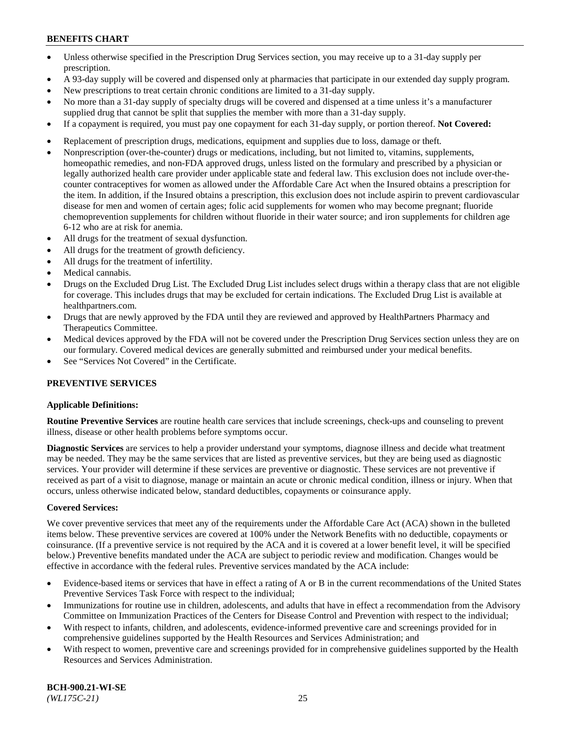- Unless otherwise specified in the Prescription Drug Services section, you may receive up to a 31-day supply per prescription.
- A 93-day supply will be covered and dispensed only at pharmacies that participate in our extended day supply program.
- New prescriptions to treat certain chronic conditions are limited to a 31-day supply.
- No more than a 31-day supply of specialty drugs will be covered and dispensed at a time unless it's a manufacturer supplied drug that cannot be split that supplies the member with more than a 31-day supply.
- If a copayment is required, you must pay one copayment for each 31-day supply, or portion thereof. **Not Covered:**
- Replacement of prescription drugs, medications, equipment and supplies due to loss, damage or theft.
- Nonprescription (over-the-counter) drugs or medications, including, but not limited to, vitamins, supplements, homeopathic remedies, and non-FDA approved drugs, unless listed on the formulary and prescribed by a physician or legally authorized health care provider under applicable state and federal law. This exclusion does not include over-the-counter contraceptives for women as allowed under the Affordable Care Act when the Insured obtains a prescription for the item. In addition, if the Insured obtains a prescription, this exclusion does not include aspirin to prevent cardiovascular disease for men and women of certain ages; folic acid supplements for women who may become pregnant; fluoride chemoprevention supplements for children without fluoride in their water source; and iron supplements for children age 6-12 who are at risk for anemia.
- All drugs for the treatment of sexual dysfunction.
- All drugs for the treatment of growth deficiency.
- All drugs for the treatment of infertility.
- Medical cannabis.
- Drugs on the Excluded Drug List. The Excluded Drug List includes select drugs within a therapy class that are not eligible for coverage. This includes drugs that may be excluded for certain indications. The Excluded Drug List is available at healthpartners.com.
- Drugs that are newly approved by the FDA until they are reviewed and approved by HealthPartners Pharmacy and Therapeutics Committee.
- Medical devices approved by the FDA will not be covered under the Prescription Drug Services section unless they are on our formulary. Covered medical devices are generally submitted and reimbursed under your medical benefits.
- See "Services Not Covered" in the Certificate.

## PREVENTIVE SERVICES

### Applicable Definitions:

**Routine Preventive Services** are routine health care services that include screenings, check-ups and counseling to prevent illness, disease or other health problems before symptoms occur.

**Diagnostic Services** are services to help a provider understand your symptoms, diagnose illness and decide what treatment may be needed. They may be the same services that are listed as preventive services, but they are being used as diagnostic services. Your provider will determine if these services are preventive or diagnostic. These services are not preventive if received as part of a visit to diagnose, manage or maintain an acute or chronic medical condition, illness or injury. When that occurs, unless otherwise indicated below, standard deductibles, copayments or coinsurance apply.

### Covered Services:

We cover preventive services that meet any of the requirements under the Affordable Care Act (ACA) shown in the bulleted items below. These preventive services are covered at 100% under the Network Benefits with no deductible, copayments or coinsurance. (If a preventive service is not required by the ACA and it is covered at a lower benefit level, it will be specified below.) Preventive benefits mandated under the ACA are subject to periodic review and modification. Changes would be effective in accordance with the federal rules. Preventive services mandated by the ACA include:

- Evidence-based items or services that have in effect a rating of A or B in the current recommendations of the United States Preventive Services Task Force with respect to the individual;
- Immunizations for routine use in children, adolescents, and adults that have in effect a recommendation from the Advisory Committee on Immunization Practices of the Centers for Disease Control and Prevention with respect to the individual;
- With respect to infants, children, and adolescents, evidence-informed preventive care and screenings provided for in comprehensive guidelines supported by the Health Resources and Services Administration; and
- With respect to women, preventive care and screenings provided for in comprehensive guidelines supported by the Health Resources and Services Administration.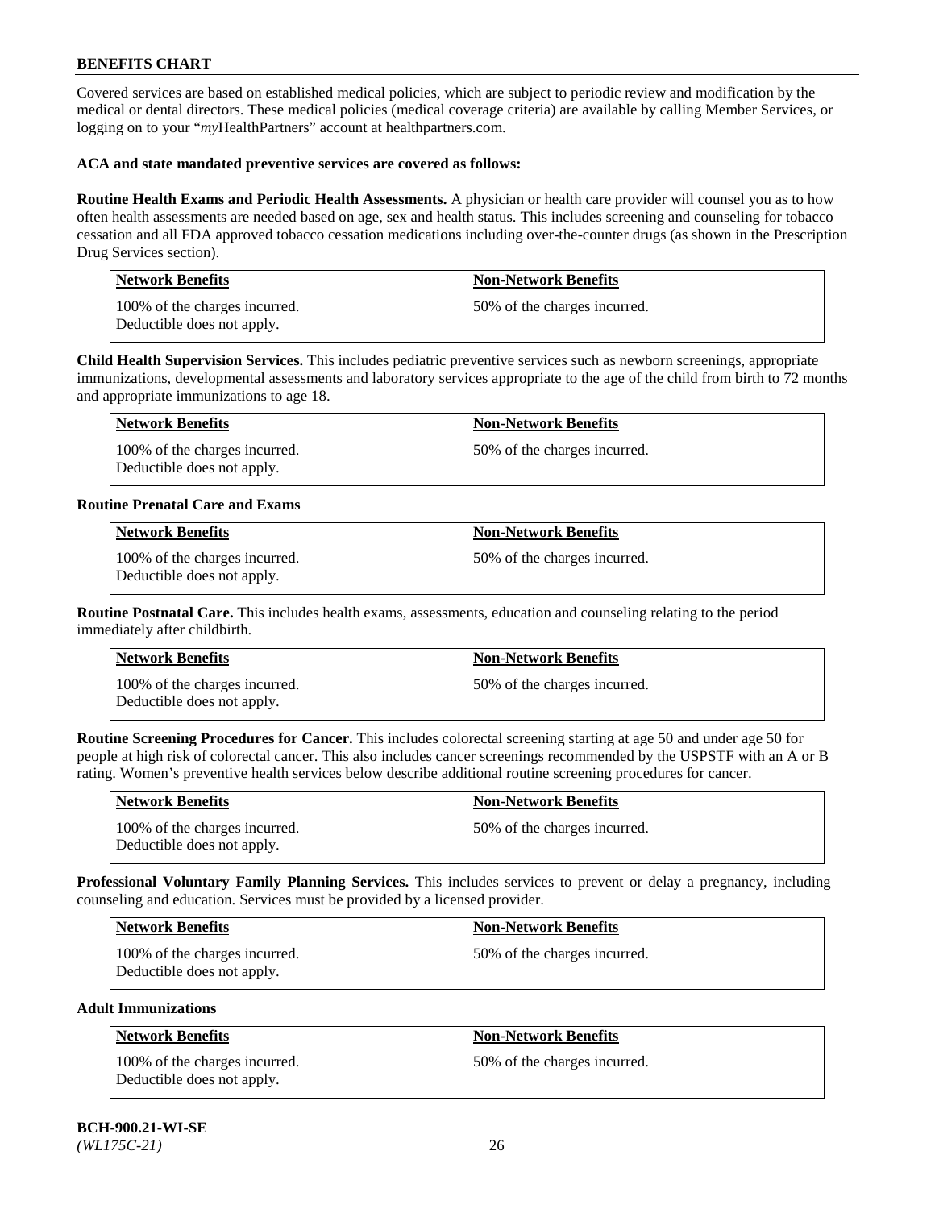Covered services are based on established medical policies, which are subject to periodic review and modification by the medical or dental directors. These medical policies (medical coverage criteria) are available by calling Member Services, or logging on to your "*my*HealthPartners" account at healthpartners.com.

**ACA and state mandated preventive services are covered as follows:**

**Routine Health Exams and Periodic Health Assessments.** A physician or health care provider will counsel you as to how often health assessments are needed based on age, sex and health status. This includes screening and counseling for tobacco cessation and all FDA approved tobacco cessation medications including over-the-counter drugs (as shown in the Prescription Drug Services section).

| Network Benefits | Non-Network Benefits |
|---|---|
| 100% of the charges incurred. Deductible does not apply. | 50% of the charges incurred. |

**Child Health Supervision Services.** This includes pediatric preventive services such as newborn screenings, appropriate immunizations, developmental assessments and laboratory services appropriate to the age of the child from birth to 72 months and appropriate immunizations to age 18.

| Network Benefits | Non-Network Benefits |
|---|---|
| 100% of the charges incurred. Deductible does not apply. | 50% of the charges incurred. |

**Routine Prenatal Care and Exams**

| Network Benefits | Non-Network Benefits |
|---|---|
| 100% of the charges incurred. Deductible does not apply. | 50% of the charges incurred. |

**Routine Postnatal Care.** This includes health exams, assessments, education and counseling relating to the period immediately after childbirth.

| Network Benefits | Non-Network Benefits |
|---|---|
| 100% of the charges incurred. Deductible does not apply. | 50% of the charges incurred. |

**Routine Screening Procedures for Cancer.** This includes colorectal screening starting at age 50 and under age 50 for people at high risk of colorectal cancer. This also includes cancer screenings recommended by the USPSTF with an A or B rating. Women's preventive health services below describe additional routine screening procedures for cancer.

| Network Benefits | Non-Network Benefits |
|---|---|
| 100% of the charges incurred. Deductible does not apply. | 50% of the charges incurred. |

**Professional Voluntary Family Planning Services.** This includes services to prevent or delay a pregnancy, including counseling and education. Services must be provided by a licensed provider.

| Network Benefits | Non-Network Benefits |
|---|---|
| 100% of the charges incurred. Deductible does not apply. | 50% of the charges incurred. |

**Adult Immunizations**

| Network Benefits | Non-Network Benefits |
|---|---|
| 100% of the charges incurred. Deductible does not apply. | 50% of the charges incurred. |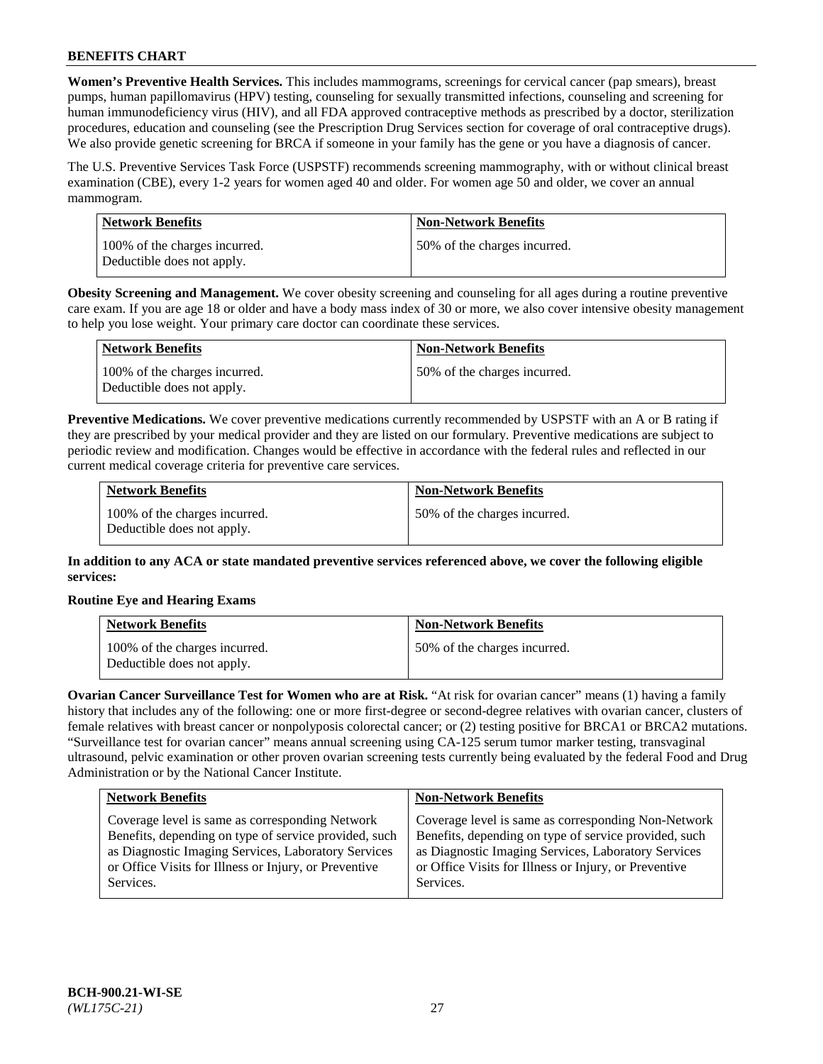**Women's Preventive Health Services.** This includes mammograms, screenings for cervical cancer (pap smears), breast pumps, human papillomavirus (HPV) testing, counseling for sexually transmitted infections, counseling and screening for human immunodeficiency virus (HIV), and all FDA approved contraceptive methods as prescribed by a doctor, sterilization procedures, education and counseling (see the Prescription Drug Services section for coverage of oral contraceptive drugs). We also provide genetic screening for BRCA if someone in your family has the gene or you have a diagnosis of cancer.

The U.S. Preventive Services Task Force (USPSTF) recommends screening mammography, with or without clinical breast examination (CBE), every 1-2 years for women aged 40 and older. For women age 50 and older, we cover an annual mammogram.

| Network Benefits | Non-Network Benefits |
| --- | --- |
| 100% of the charges incurred. Deductible does not apply. | 50% of the charges incurred. |

**Obesity Screening and Management.** We cover obesity screening and counseling for all ages during a routine preventive care exam. If you are age 18 or older and have a body mass index of 30 or more, we also cover intensive obesity management to help you lose weight. Your primary care doctor can coordinate these services.

| Network Benefits | Non-Network Benefits |
| --- | --- |
| 100% of the charges incurred. Deductible does not apply. | 50% of the charges incurred. |

**Preventive Medications.** We cover preventive medications currently recommended by USPSTF with an A or B rating if they are prescribed by your medical provider and they are listed on our formulary. Preventive medications are subject to periodic review and modification. Changes would be effective in accordance with the federal rules and reflected in our current medical coverage criteria for preventive care services.

| Network Benefits | Non-Network Benefits |
| --- | --- |
| 100% of the charges incurred. Deductible does not apply. | 50% of the charges incurred. |

**In addition to any ACA or state mandated preventive services referenced above, we cover the following eligible services:**

**Routine Eye and Hearing Exams**

| Network Benefits | Non-Network Benefits |
| --- | --- |
| 100% of the charges incurred. Deductible does not apply. | 50% of the charges incurred. |

**Ovarian Cancer Surveillance Test for Women who are at Risk.** "At risk for ovarian cancer" means (1) having a family history that includes any of the following: one or more first-degree or second-degree relatives with ovarian cancer, clusters of female relatives with breast cancer or nonpolyposis colorectal cancer; or (2) testing positive for BRCA1 or BRCA2 mutations. "Surveillance test for ovarian cancer" means annual screening using CA-125 serum tumor marker testing, transvaginal ultrasound, pelvic examination or other proven ovarian screening tests currently being evaluated by the federal Food and Drug Administration or by the National Cancer Institute.

| Network Benefits | Non-Network Benefits |
| --- | --- |
| Coverage level is same as corresponding Network Benefits, depending on type of service provided, such as Diagnostic Imaging Services, Laboratory Services or Office Visits for Illness or Injury, or Preventive Services. | Coverage level is same as corresponding Non-Network Benefits, depending on type of service provided, such as Diagnostic Imaging Services, Laboratory Services or Office Visits for Illness or Injury, or Preventive Services. |

**BCH-900.21-WI-SE**
*(WL175C-21)*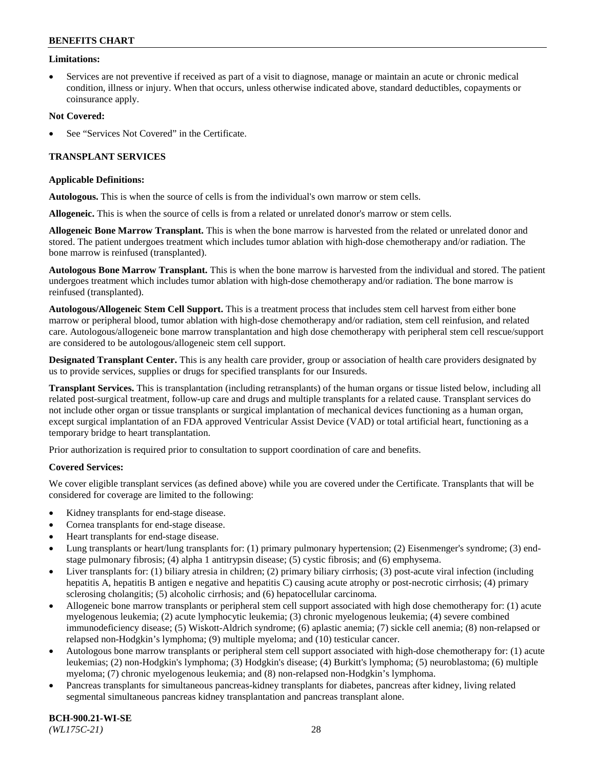**Limitations:**

- Services are not preventive if received as part of a visit to diagnose, manage or maintain an acute or chronic medical condition, illness or injury. When that occurs, unless otherwise indicated above, standard deductibles, copayments or coinsurance apply.

**Not Covered:**

- See "Services Not Covered" in the Certificate.

## TRANSPLANT SERVICES

**Applicable Definitions:**

**Autologous.** This is when the source of cells is from the individual's own marrow or stem cells.

**Allogeneic.** This is when the source of cells is from a related or unrelated donor's marrow or stem cells.

**Allogeneic Bone Marrow Transplant.** This is when the bone marrow is harvested from the related or unrelated donor and stored. The patient undergoes treatment which includes tumor ablation with high-dose chemotherapy and/or radiation. The bone marrow is reinfused (transplanted).

**Autologous Bone Marrow Transplant.** This is when the bone marrow is harvested from the individual and stored. The patient undergoes treatment which includes tumor ablation with high-dose chemotherapy and/or radiation. The bone marrow is reinfused (transplanted).

**Autologous/Allogeneic Stem Cell Support.** This is a treatment process that includes stem cell harvest from either bone marrow or peripheral blood, tumor ablation with high-dose chemotherapy and/or radiation, stem cell reinfusion, and related care. Autologous/allogeneic bone marrow transplantation and high dose chemotherapy with peripheral stem cell rescue/support are considered to be autologous/allogeneic stem cell support.

**Designated Transplant Center.** This is any health care provider, group or association of health care providers designated by us to provide services, supplies or drugs for specified transplants for our Insureds.

**Transplant Services.** This is transplantation (including retransplants) of the human organs or tissue listed below, including all related post-surgical treatment, follow-up care and drugs and multiple transplants for a related cause. Transplant services do not include other organ or tissue transplants or surgical implantation of mechanical devices functioning as a human organ, except surgical implantation of an FDA approved Ventricular Assist Device (VAD) or total artificial heart, functioning as a temporary bridge to heart transplantation.

Prior authorization is required prior to consultation to support coordination of care and benefits.

**Covered Services:**

We cover eligible transplant services (as defined above) while you are covered under the Certificate. Transplants that will be considered for coverage are limited to the following:

- Kidney transplants for end-stage disease.
- Cornea transplants for end-stage disease.
- Heart transplants for end-stage disease.
- Lung transplants or heart/lung transplants for: (1) primary pulmonary hypertension; (2) Eisenmenger's syndrome; (3) end-stage pulmonary fibrosis; (4) alpha 1 antitrypsin disease; (5) cystic fibrosis; and (6) emphysema.
- Liver transplants for: (1) biliary atresia in children; (2) primary biliary cirrhosis; (3) post-acute viral infection (including hepatitis A, hepatitis B antigen e negative and hepatitis C) causing acute atrophy or post-necrotic cirrhosis; (4) primary sclerosing cholangitis; (5) alcoholic cirrhosis; and (6) hepatocellular carcinoma.
- Allogeneic bone marrow transplants or peripheral stem cell support associated with high dose chemotherapy for: (1) acute myelogenous leukemia; (2) acute lymphocytic leukemia; (3) chronic myelogenous leukemia; (4) severe combined immunodeficiency disease; (5) Wiskott-Aldrich syndrome; (6) aplastic anemia; (7) sickle cell anemia; (8) non-relapsed or relapsed non-Hodgkin's lymphoma; (9) multiple myeloma; and (10) testicular cancer.
- Autologous bone marrow transplants or peripheral stem cell support associated with high-dose chemotherapy for: (1) acute leukemias; (2) non-Hodgkin's lymphoma; (3) Hodgkin's disease; (4) Burkitt's lymphoma; (5) neuroblastoma; (6) multiple myeloma; (7) chronic myelogenous leukemia; and (8) non-relapsed non-Hodgkin's lymphoma.
- Pancreas transplants for simultaneous pancreas-kidney transplants for diabetes, pancreas after kidney, living related segmental simultaneous pancreas kidney transplantation and pancreas transplant alone.

**BCH-900.21-WI-SE**
*(WL175C-21)*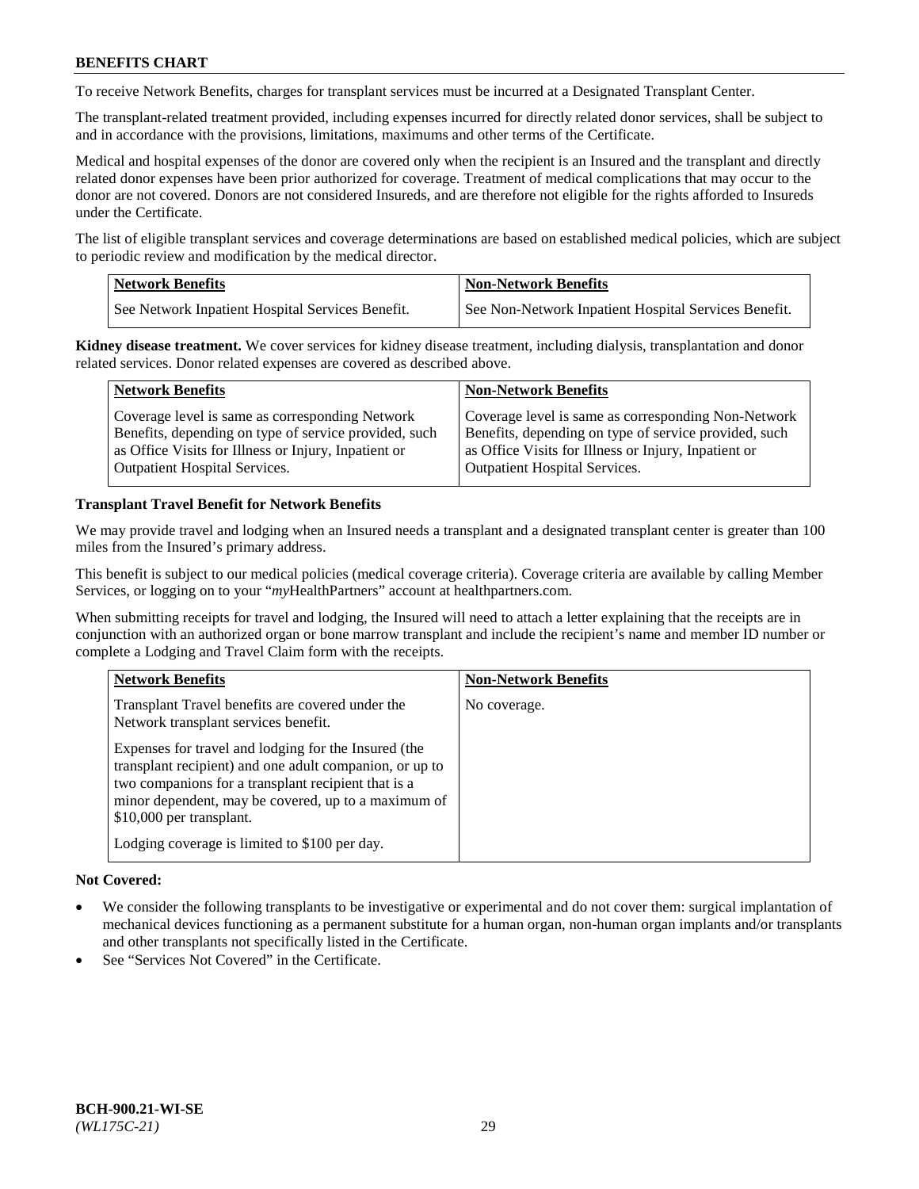To receive Network Benefits, charges for transplant services must be incurred at a Designated Transplant Center.

The transplant-related treatment provided, including expenses incurred for directly related donor services, shall be subject to and in accordance with the provisions, limitations, maximums and other terms of the Certificate.

Medical and hospital expenses of the donor are covered only when the recipient is an Insured and the transplant and directly related donor expenses have been prior authorized for coverage. Treatment of medical complications that may occur to the donor are not covered. Donors are not considered Insureds, and are therefore not eligible for the rights afforded to Insureds under the Certificate.

The list of eligible transplant services and coverage determinations are based on established medical policies, which are subject to periodic review and modification by the medical director.

| Network Benefits | Non-Network Benefits |
|---|---|
| See Network Inpatient Hospital Services Benefit. | See Non-Network Inpatient Hospital Services Benefit. |

**Kidney disease treatment.** We cover services for kidney disease treatment, including dialysis, transplantation and donor related services. Donor related expenses are covered as described above.

| Network Benefits | Non-Network Benefits |
|---|---|
| Coverage level is same as corresponding Network Benefits, depending on type of service provided, such as Office Visits for Illness or Injury, Inpatient or Outpatient Hospital Services. | Coverage level is same as corresponding Non-Network Benefits, depending on type of service provided, such as Office Visits for Illness or Injury, Inpatient or Outpatient Hospital Services. |

**Transplant Travel Benefit for Network Benefits**

We may provide travel and lodging when an Insured needs a transplant and a designated transplant center is greater than 100 miles from the Insured's primary address.

This benefit is subject to our medical policies (medical coverage criteria). Coverage criteria are available by calling Member Services, or logging on to your "*my*HealthPartners" account at healthpartners.com.

When submitting receipts for travel and lodging, the Insured will need to attach a letter explaining that the receipts are in conjunction with an authorized organ or bone marrow transplant and include the recipient's name and member ID number or complete a Lodging and Travel Claim form with the receipts.

| Network Benefits | Non-Network Benefits |
|---|---|
| Transplant Travel benefits are covered under the Network transplant services benefit.<br><br>Expenses for travel and lodging for the Insured (the transplant recipient) and one adult companion, or up to two companions for a transplant recipient that is a minor dependent, may be covered, up to a maximum of $10,000 per transplant.<br><br>Lodging coverage is limited to $100 per day. | No coverage. |

**Not Covered:**

- We consider the following transplants to be investigative or experimental and do not cover them: surgical implantation of mechanical devices functioning as a permanent substitute for a human organ, non-human organ implants and/or transplants and other transplants not specifically listed in the Certificate.
- See "Services Not Covered" in the Certificate.

BCH-900.21-WI-SE
*(WL175C-21)*